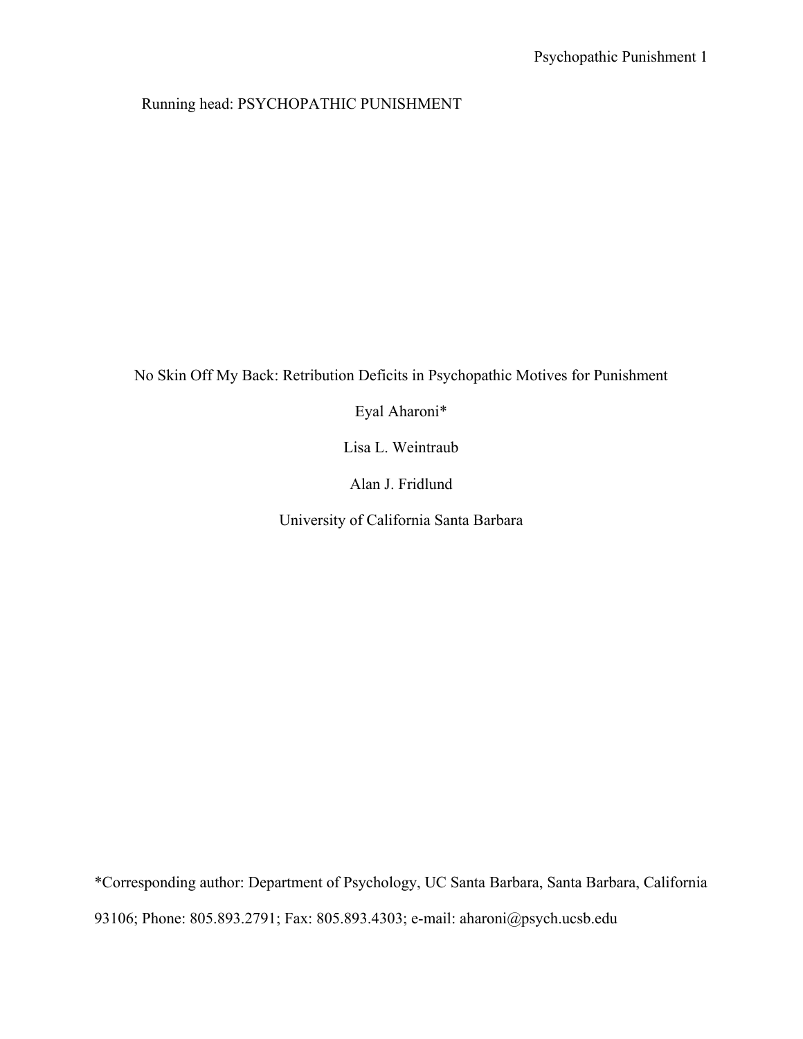Running head: PSYCHOPATHIC PUNISHMENT

# No Skin Off My Back: Retribution Deficits in Psychopathic Motives for Punishment

Eyal Aharoni*

Lisa L. Weintraub

Alan J. Fridlund

University of California Santa Barbara

*Corresponding author: Department of Psychology, UC Santa Barbara, Santa Barbara, California 93106; Phone: 805.893.2791; Fax: 805.893.4303; e-mail: aharoni@psych.ucsb.edu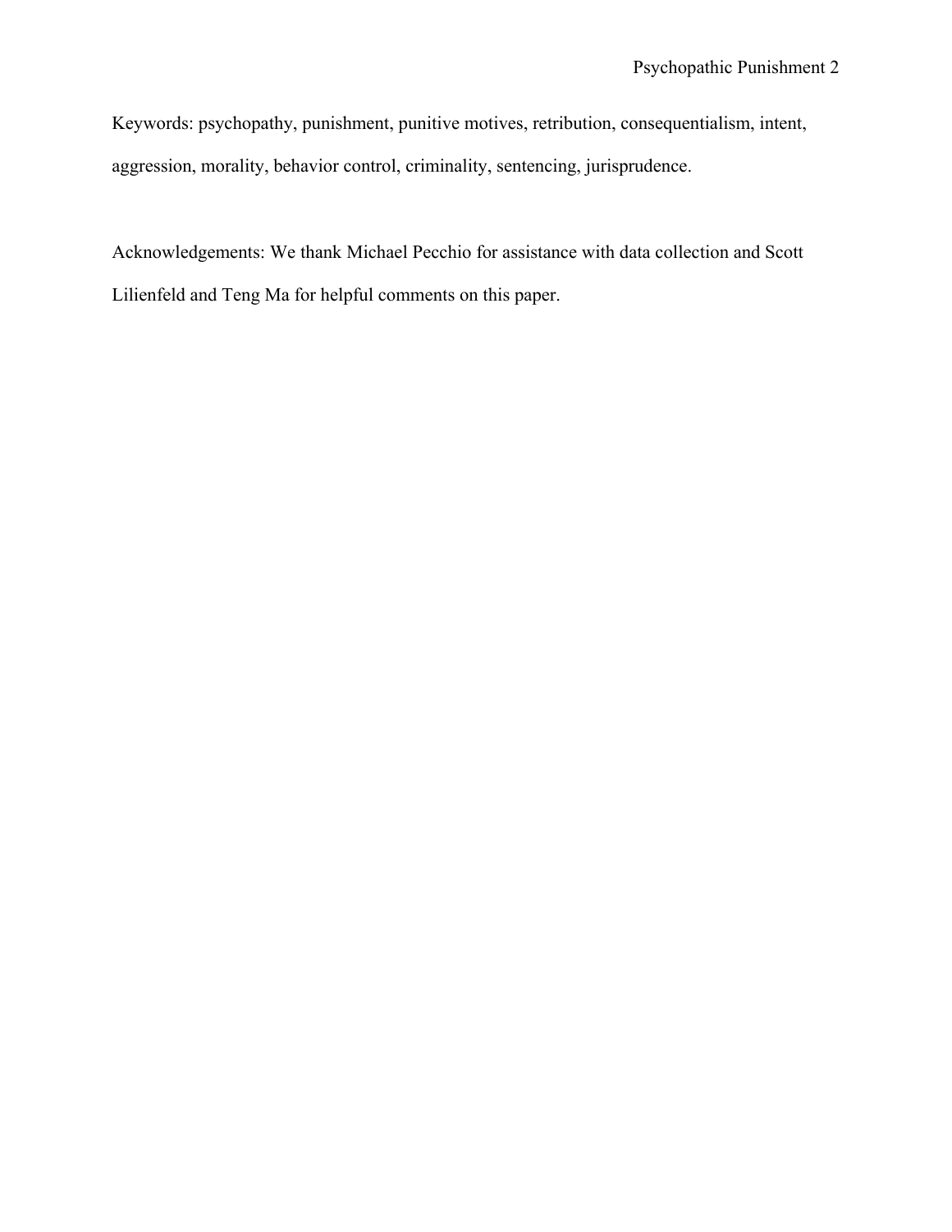Keywords: psychopathy, punishment, punitive motives, retribution, consequentialism, intent, aggression, morality, behavior control, criminality, sentencing, jurisprudence.

Acknowledgements: We thank Michael Pecchio for assistance with data collection and Scott Lilienfeld and Teng Ma for helpful comments on this paper.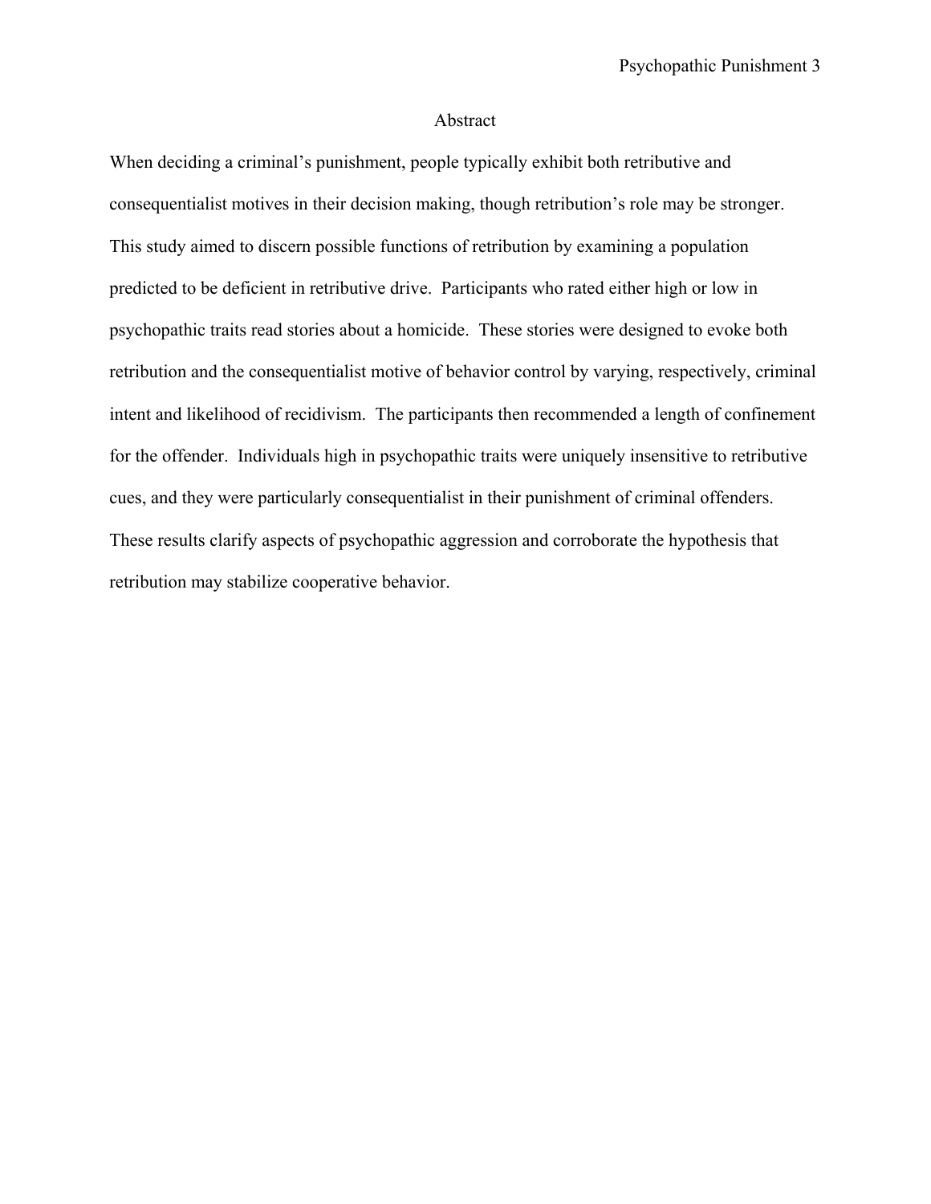# Abstract

When deciding a criminal's punishment, people typically exhibit both retributive and consequentialist motives in their decision making, though retribution's role may be stronger. This study aimed to discern possible functions of retribution by examining a population predicted to be deficient in retributive drive. Participants who rated either high or low in psychopathic traits read stories about a homicide. These stories were designed to evoke both retribution and the consequentialist motive of behavior control by varying, respectively, criminal intent and likelihood of recidivism. The participants then recommended a length of confinement for the offender. Individuals high in psychopathic traits were uniquely insensitive to retributive cues, and they were particularly consequentialist in their punishment of criminal offenders. These results clarify aspects of psychopathic aggression and corroborate the hypothesis that retribution may stabilize cooperative behavior.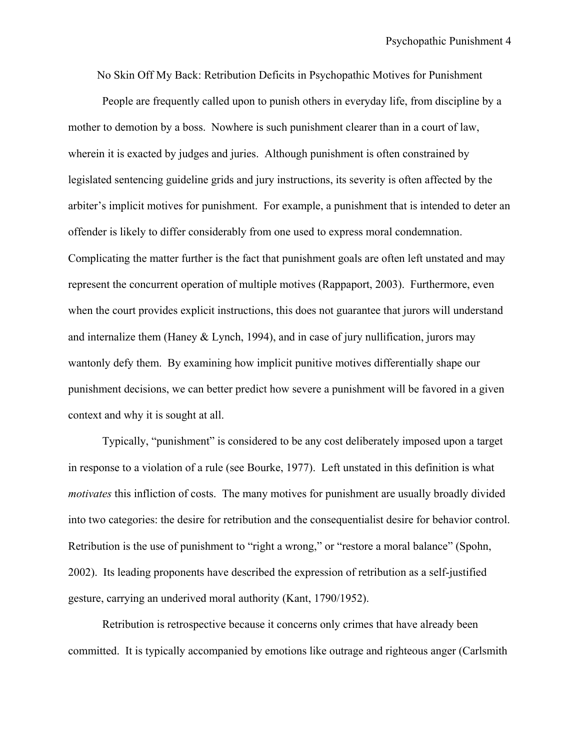# No Skin Off My Back: Retribution Deficits in Psychopathic Motives for Punishment

People are frequently called upon to punish others in everyday life, from discipline by a mother to demotion by a boss. Nowhere is such punishment clearer than in a court of law, wherein it is exacted by judges and juries. Although punishment is often constrained by legislated sentencing guideline grids and jury instructions, its severity is often affected by the arbiter's implicit motives for punishment. For example, a punishment that is intended to deter an offender is likely to differ considerably from one used to express moral condemnation. Complicating the matter further is the fact that punishment goals are often left unstated and may represent the concurrent operation of multiple motives (Rappaport, 2003). Furthermore, even when the court provides explicit instructions, this does not guarantee that jurors will understand and internalize them (Haney & Lynch, 1994), and in case of jury nullification, jurors may wantonly defy them. By examining how implicit punitive motives differentially shape our punishment decisions, we can better predict how severe a punishment will be favored in a given context and why it is sought at all.

Typically, "punishment" is considered to be any cost deliberately imposed upon a target in response to a violation of a rule (see Bourke, 1977). Left unstated in this definition is what *motivates* this infliction of costs. The many motives for punishment are usually broadly divided into two categories: the desire for retribution and the consequentialist desire for behavior control. Retribution is the use of punishment to "right a wrong," or "restore a moral balance" (Spohn, 2002). Its leading proponents have described the expression of retribution as a self-justified gesture, carrying an underived moral authority (Kant, 1790/1952).

Retribution is retrospective because it concerns only crimes that have already been committed. It is typically accompanied by emotions like outrage and righteous anger (Carlsmith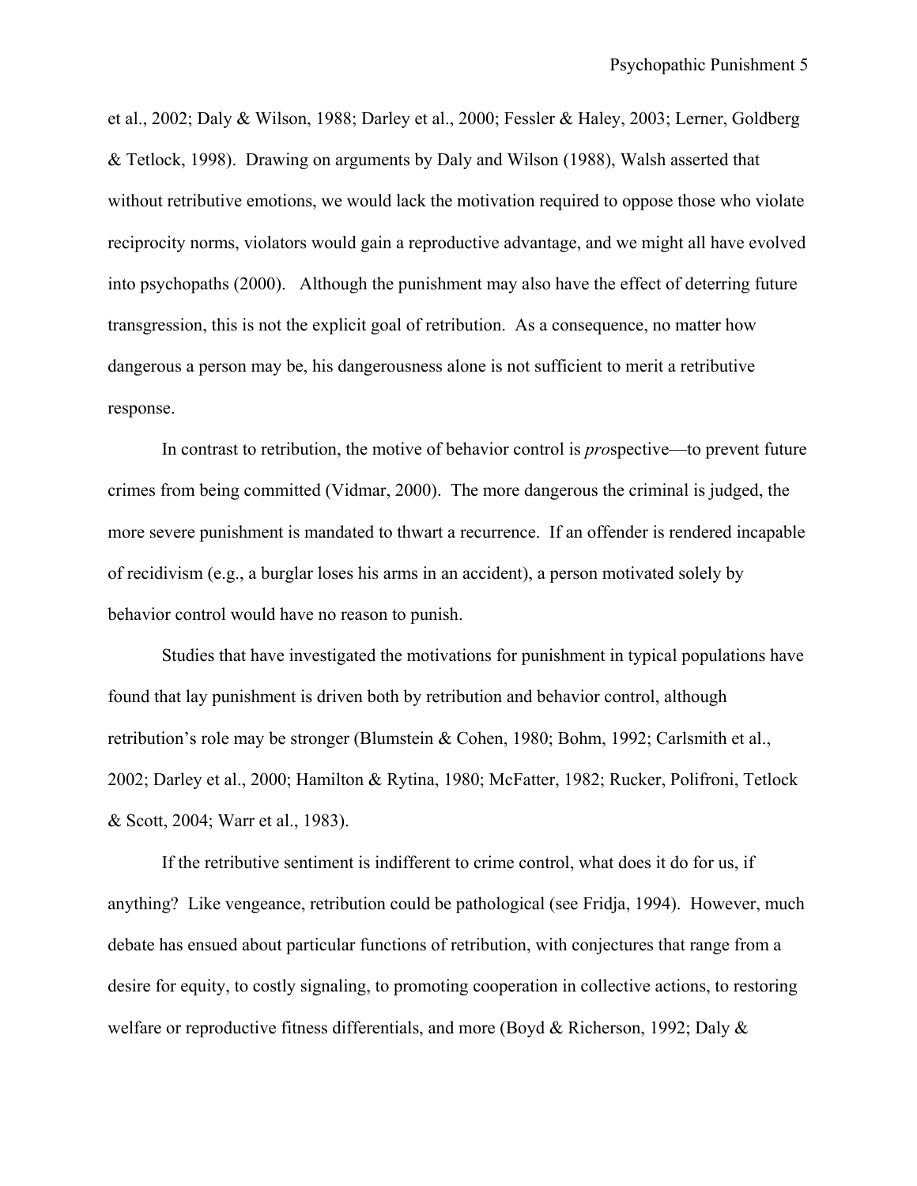et al., 2002; Daly & Wilson, 1988; Darley et al., 2000; Fessler & Haley, 2003; Lerner, Goldberg & Tetlock, 1998). Drawing on arguments by Daly and Wilson (1988), Walsh asserted that without retributive emotions, we would lack the motivation required to oppose those who violate reciprocity norms, violators would gain a reproductive advantage, and we might all have evolved into psychopaths (2000). Although the punishment may also have the effect of deterring future transgression, this is not the explicit goal of retribution. As a consequence, no matter how dangerous a person may be, his dangerousness alone is not sufficient to merit a retributive response.

In contrast to retribution, the motive of behavior control is *pro*spective—to prevent future crimes from being committed (Vidmar, 2000). The more dangerous the criminal is judged, the more severe punishment is mandated to thwart a recurrence. If an offender is rendered incapable of recidivism (e.g., a burglar loses his arms in an accident), a person motivated solely by behavior control would have no reason to punish.

Studies that have investigated the motivations for punishment in typical populations have found that lay punishment is driven both by retribution and behavior control, although retribution's role may be stronger (Blumstein & Cohen, 1980; Bohm, 1992; Carlsmith et al., 2002; Darley et al., 2000; Hamilton & Rytina, 1980; McFatter, 1982; Rucker, Polifroni, Tetlock & Scott, 2004; Warr et al., 1983).

If the retributive sentiment is indifferent to crime control, what does it do for us, if anything? Like vengeance, retribution could be pathological (see Fridja, 1994). However, much debate has ensued about particular functions of retribution, with conjectures that range from a desire for equity, to costly signaling, to promoting cooperation in collective actions, to restoring welfare or reproductive fitness differentials, and more (Boyd & Richerson, 1992; Daly &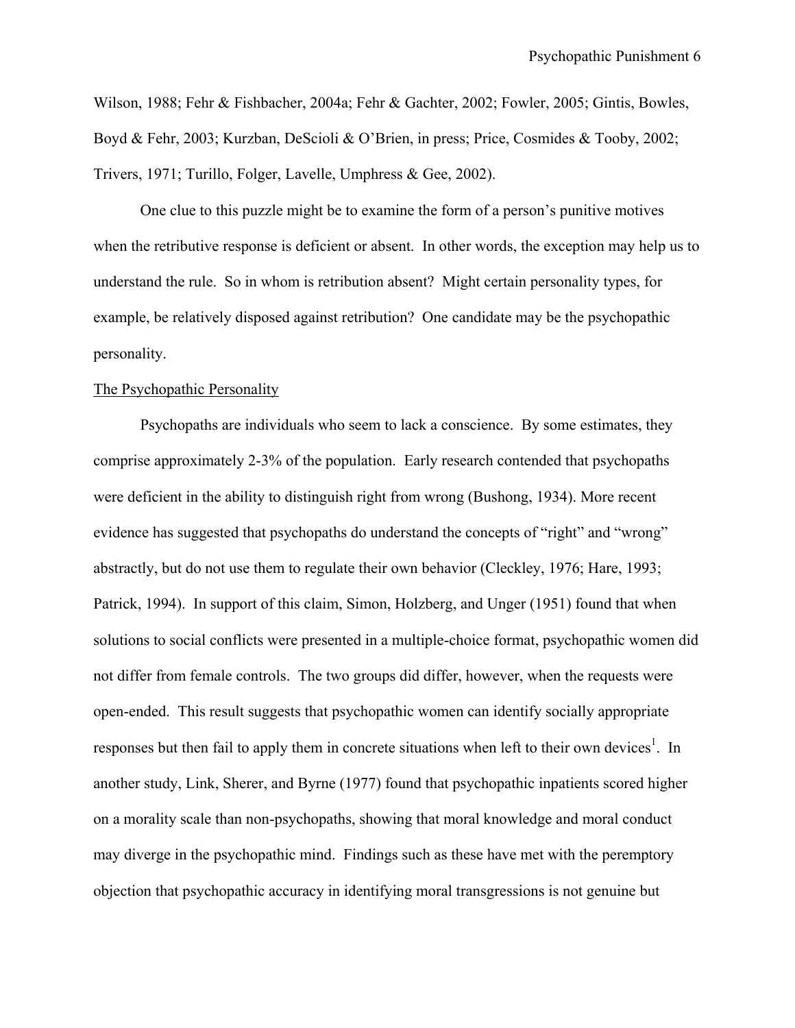Wilson, 1988; Fehr & Fishbacher, 2004a; Fehr & Gachter, 2002; Fowler, 2005; Gintis, Bowles, Boyd & Fehr, 2003; Kurzban, DeScioli & O'Brien, in press; Price, Cosmides & Tooby, 2002; Trivers, 1971; Turillo, Folger, Lavelle, Umphress & Gee, 2002).

One clue to this puzzle might be to examine the form of a person's punitive motives when the retributive response is deficient or absent. In other words, the exception may help us to understand the rule. So in whom is retribution absent? Might certain personality types, for example, be relatively disposed against retribution? One candidate may be the psychopathic personality.

## The Psychopathic Personality

Psychopaths are individuals who seem to lack a conscience. By some estimates, they comprise approximately 2-3% of the population. Early research contended that psychopaths were deficient in the ability to distinguish right from wrong (Bushong, 1934). More recent evidence has suggested that psychopaths do understand the concepts of "right" and "wrong" abstractly, but do not use them to regulate their own behavior (Cleckley, 1976; Hare, 1993; Patrick, 1994). In support of this claim, Simon, Holzberg, and Unger (1951) found that when solutions to social conflicts were presented in a multiple-choice format, psychopathic women did not differ from female controls. The two groups did differ, however, when the requests were open-ended. This result suggests that psychopathic women can identify socially appropriate responses but then fail to apply them in concrete situations when left to their own devices[1]. In another study, Link, Sherer, and Byrne (1977) found that psychopathic inpatients scored higher on a morality scale than non-psychopaths, showing that moral knowledge and moral conduct may diverge in the psychopathic mind. Findings such as these have met with the peremptory objection that psychopathic accuracy in identifying moral transgressions is not genuine but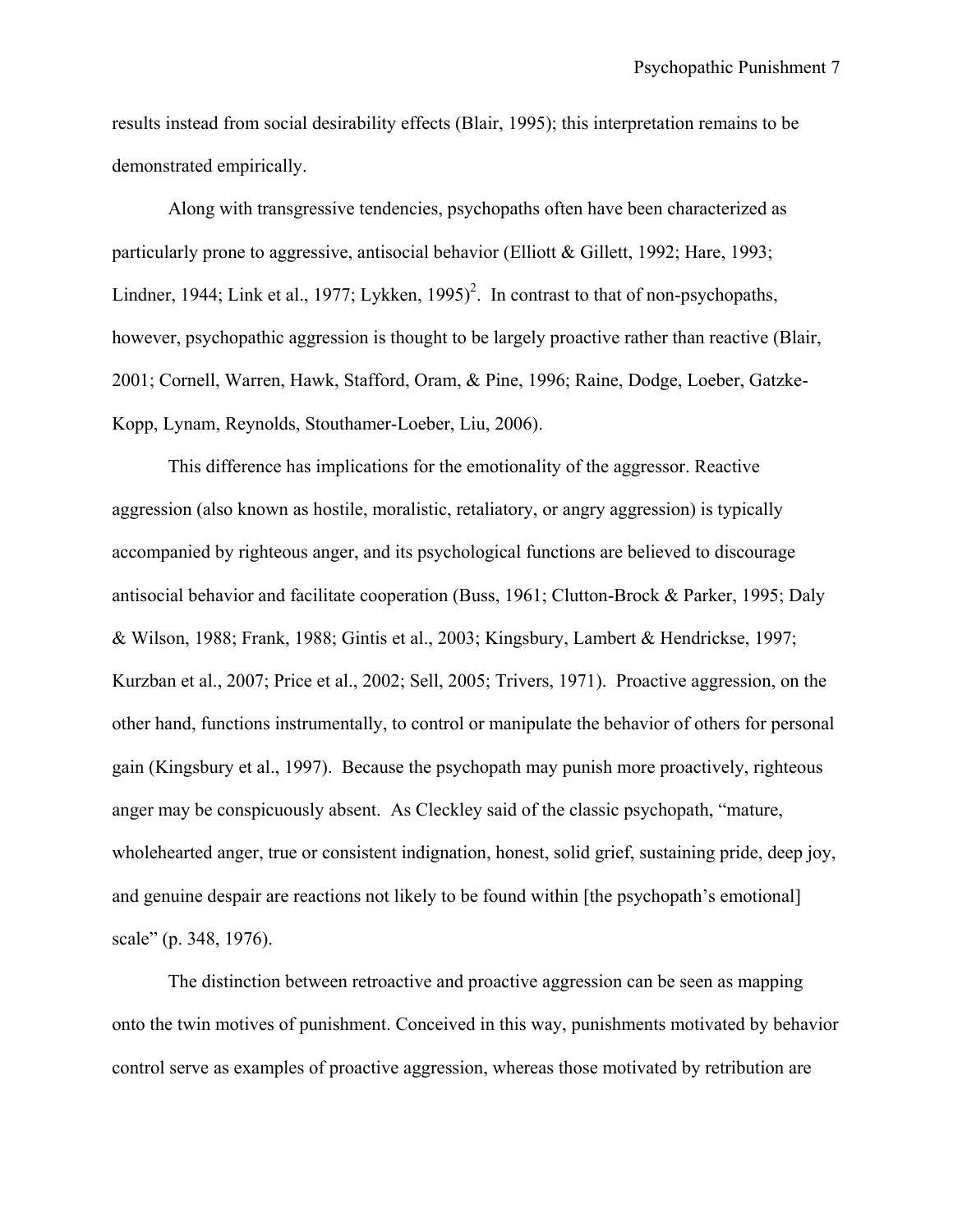results instead from social desirability effects (Blair, 1995); this interpretation remains to be demonstrated empirically.

Along with transgressive tendencies, psychopaths often have been characterized as particularly prone to aggressive, antisocial behavior (Elliott & Gillett, 1992; Hare, 1993; Lindner, 1944; Link et al., 1977; Lykken, 1995)[2]. In contrast to that of non-psychopaths, however, psychopathic aggression is thought to be largely proactive rather than reactive (Blair, 2001; Cornell, Warren, Hawk, Stafford, Oram, & Pine, 1996; Raine, Dodge, Loeber, Gatzke-Kopp, Lynam, Reynolds, Stouthamer-Loeber, Liu, 2006).

This difference has implications for the emotionality of the aggressor. Reactive aggression (also known as hostile, moralistic, retaliatory, or angry aggression) is typically accompanied by righteous anger, and its psychological functions are believed to discourage antisocial behavior and facilitate cooperation (Buss, 1961; Clutton-Brock & Parker, 1995; Daly & Wilson, 1988; Frank, 1988; Gintis et al., 2003; Kingsbury, Lambert & Hendrickse, 1997; Kurzban et al., 2007; Price et al., 2002; Sell, 2005; Trivers, 1971). Proactive aggression, on the other hand, functions instrumentally, to control or manipulate the behavior of others for personal gain (Kingsbury et al., 1997). Because the psychopath may punish more proactively, righteous anger may be conspicuously absent. As Cleckley said of the classic psychopath, "mature, wholehearted anger, true or consistent indignation, honest, solid grief, sustaining pride, deep joy, and genuine despair are reactions not likely to be found within [the psychopath's emotional] scale" (p. 348, 1976).

The distinction between retroactive and proactive aggression can be seen as mapping onto the twin motives of punishment. Conceived in this way, punishments motivated by behavior control serve as examples of proactive aggression, whereas those motivated by retribution are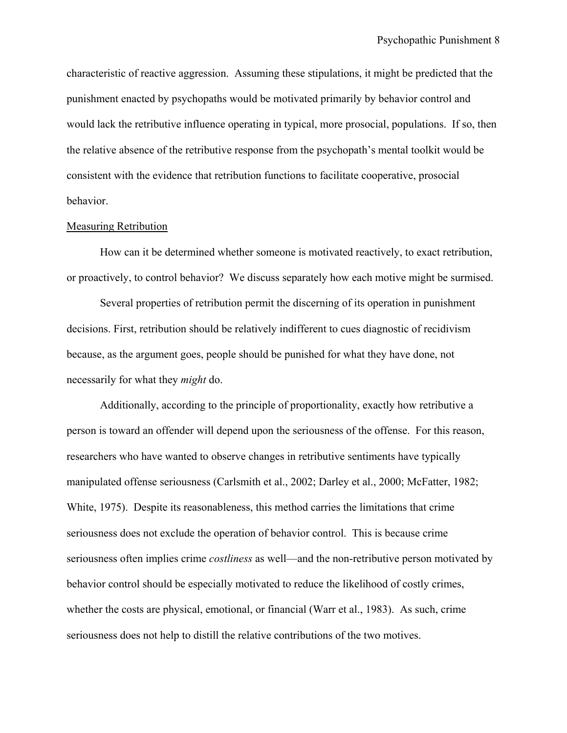characteristic of reactive aggression. Assuming these stipulations, it might be predicted that the punishment enacted by psychopaths would be motivated primarily by behavior control and would lack the retributive influence operating in typical, more prosocial, populations. If so, then the relative absence of the retributive response from the psychopath's mental toolkit would be consistent with the evidence that retribution functions to facilitate cooperative, prosocial behavior.

## Measuring Retribution

How can it be determined whether someone is motivated reactively, to exact retribution, or proactively, to control behavior? We discuss separately how each motive might be surmised.

Several properties of retribution permit the discerning of its operation in punishment decisions. First, retribution should be relatively indifferent to cues diagnostic of recidivism because, as the argument goes, people should be punished for what they have done, not necessarily for what they *might* do.

Additionally, according to the principle of proportionality, exactly how retributive a person is toward an offender will depend upon the seriousness of the offense. For this reason, researchers who have wanted to observe changes in retributive sentiments have typically manipulated offense seriousness (Carlsmith et al., 2002; Darley et al., 2000; McFatter, 1982; White, 1975). Despite its reasonableness, this method carries the limitations that crime seriousness does not exclude the operation of behavior control. This is because crime seriousness often implies crime *costliness* as well—and the non-retributive person motivated by behavior control should be especially motivated to reduce the likelihood of costly crimes, whether the costs are physical, emotional, or financial (Warr et al., 1983). As such, crime seriousness does not help to distill the relative contributions of the two motives.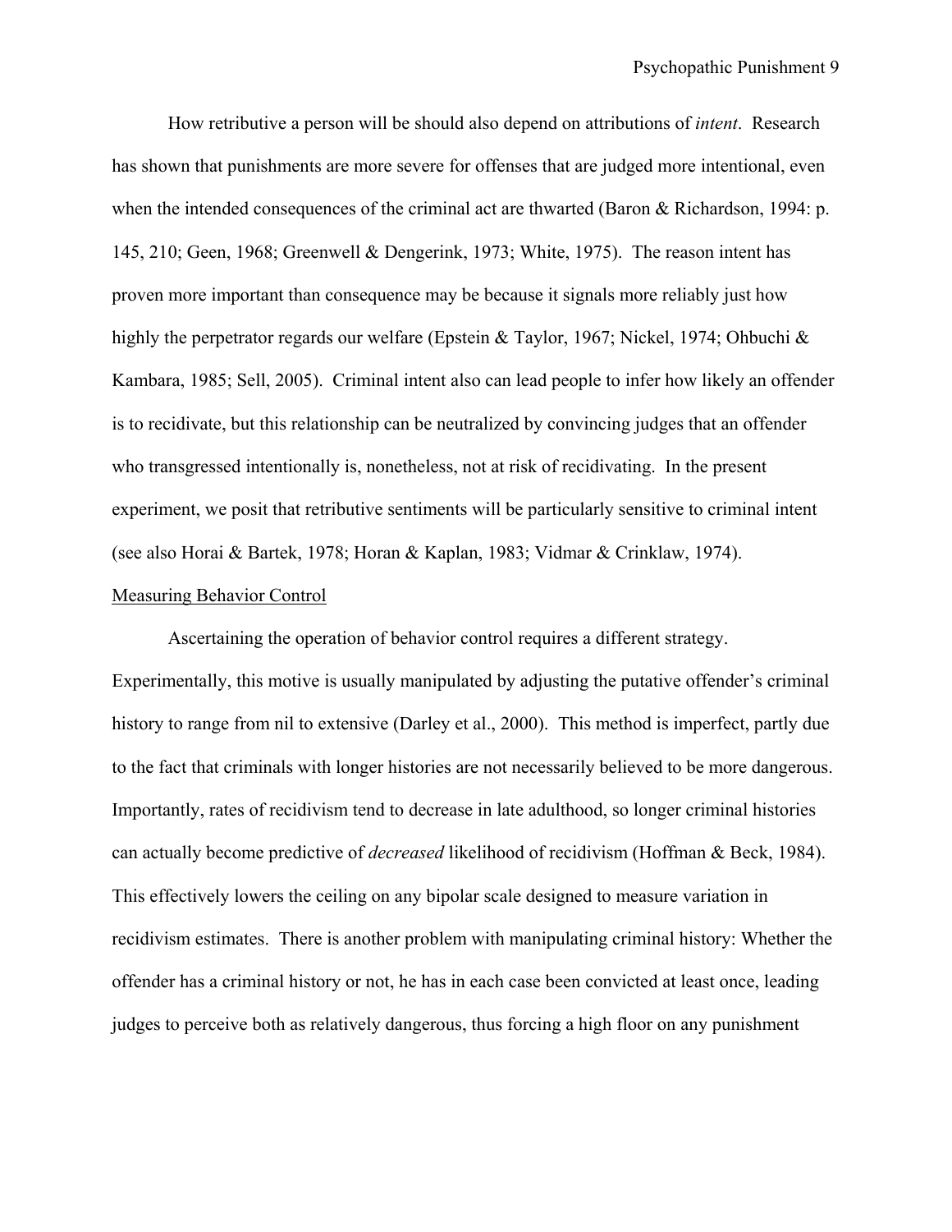How retributive a person will be should also depend on attributions of *intent*. Research has shown that punishments are more severe for offenses that are judged more intentional, even when the intended consequences of the criminal act are thwarted (Baron & Richardson, 1994: p. 145, 210; Geen, 1968; Greenwell & Dengerink, 1973; White, 1975). The reason intent has proven more important than consequence may be because it signals more reliably just how highly the perpetrator regards our welfare (Epstein & Taylor, 1967; Nickel, 1974; Ohbuchi & Kambara, 1985; Sell, 2005). Criminal intent also can lead people to infer how likely an offender is to recidivate, but this relationship can be neutralized by convincing judges that an offender who transgressed intentionally is, nonetheless, not at risk of recidivating. In the present experiment, we posit that retributive sentiments will be particularly sensitive to criminal intent (see also Horai & Bartek, 1978; Horan & Kaplan, 1983; Vidmar & Crinklaw, 1974).

## Measuring Behavior Control

Ascertaining the operation of behavior control requires a different strategy. Experimentally, this motive is usually manipulated by adjusting the putative offender's criminal history to range from nil to extensive (Darley et al., 2000). This method is imperfect, partly due to the fact that criminals with longer histories are not necessarily believed to be more dangerous. Importantly, rates of recidivism tend to decrease in late adulthood, so longer criminal histories can actually become predictive of *decreased* likelihood of recidivism (Hoffman & Beck, 1984). This effectively lowers the ceiling on any bipolar scale designed to measure variation in recidivism estimates. There is another problem with manipulating criminal history: Whether the offender has a criminal history or not, he has in each case been convicted at least once, leading judges to perceive both as relatively dangerous, thus forcing a high floor on any punishment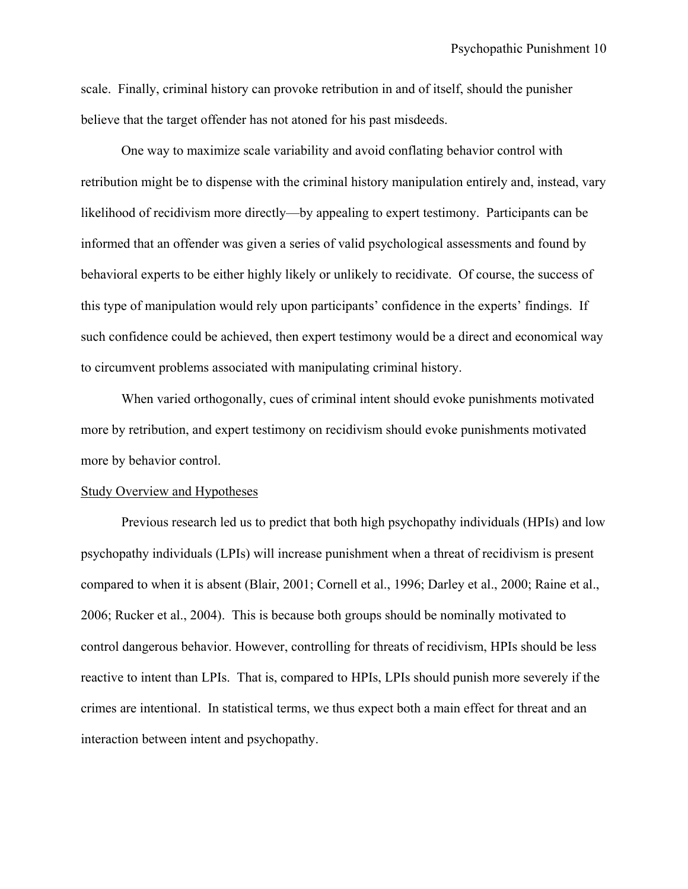scale. Finally, criminal history can provoke retribution in and of itself, should the punisher believe that the target offender has not atoned for his past misdeeds.

One way to maximize scale variability and avoid conflating behavior control with retribution might be to dispense with the criminal history manipulation entirely and, instead, vary likelihood of recidivism more directly—by appealing to expert testimony. Participants can be informed that an offender was given a series of valid psychological assessments and found by behavioral experts to be either highly likely or unlikely to recidivate. Of course, the success of this type of manipulation would rely upon participants' confidence in the experts' findings. If such confidence could be achieved, then expert testimony would be a direct and economical way to circumvent problems associated with manipulating criminal history.

When varied orthogonally, cues of criminal intent should evoke punishments motivated more by retribution, and expert testimony on recidivism should evoke punishments motivated more by behavior control.

## Study Overview and Hypotheses

Previous research led us to predict that both high psychopathy individuals (HPIs) and low psychopathy individuals (LPIs) will increase punishment when a threat of recidivism is present compared to when it is absent (Blair, 2001; Cornell et al., 1996; Darley et al., 2000; Raine et al., 2006; Rucker et al., 2004). This is because both groups should be nominally motivated to control dangerous behavior. However, controlling for threats of recidivism, HPIs should be less reactive to intent than LPIs. That is, compared to HPIs, LPIs should punish more severely if the crimes are intentional. In statistical terms, we thus expect both a main effect for threat and an interaction between intent and psychopathy.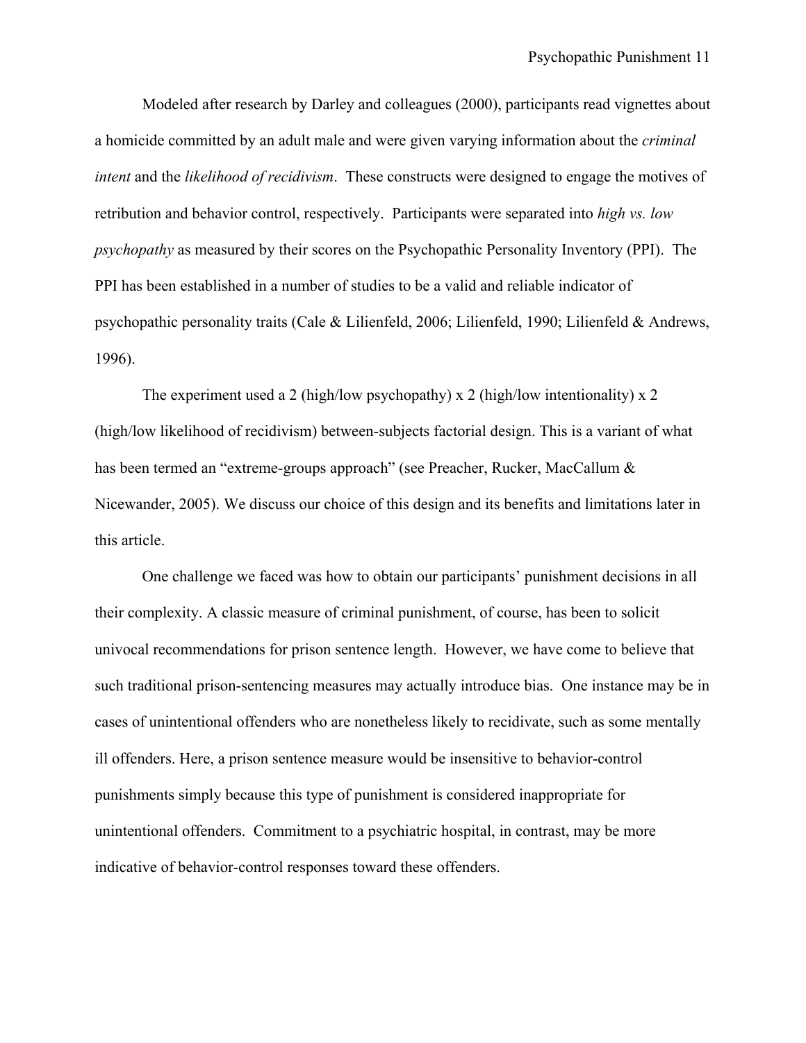Modeled after research by Darley and colleagues (2000), participants read vignettes about a homicide committed by an adult male and were given varying information about the *criminal intent* and the *likelihood of recidivism*. These constructs were designed to engage the motives of retribution and behavior control, respectively. Participants were separated into *high vs. low psychopathy* as measured by their scores on the Psychopathic Personality Inventory (PPI). The PPI has been established in a number of studies to be a valid and reliable indicator of psychopathic personality traits (Cale & Lilienfeld, 2006; Lilienfeld, 1990; Lilienfeld & Andrews, 1996).

The experiment used a 2 (high/low psychopathy) x 2 (high/low intentionality) x 2 (high/low likelihood of recidivism) between-subjects factorial design. This is a variant of what has been termed an "extreme-groups approach" (see Preacher, Rucker, MacCallum & Nicewander, 2005). We discuss our choice of this design and its benefits and limitations later in this article.

One challenge we faced was how to obtain our participants' punishment decisions in all their complexity. A classic measure of criminal punishment, of course, has been to solicit univocal recommendations for prison sentence length. However, we have come to believe that such traditional prison-sentencing measures may actually introduce bias. One instance may be in cases of unintentional offenders who are nonetheless likely to recidivate, such as some mentally ill offenders. Here, a prison sentence measure would be insensitive to behavior-control punishments simply because this type of punishment is considered inappropriate for unintentional offenders. Commitment to a psychiatric hospital, in contrast, may be more indicative of behavior-control responses toward these offenders.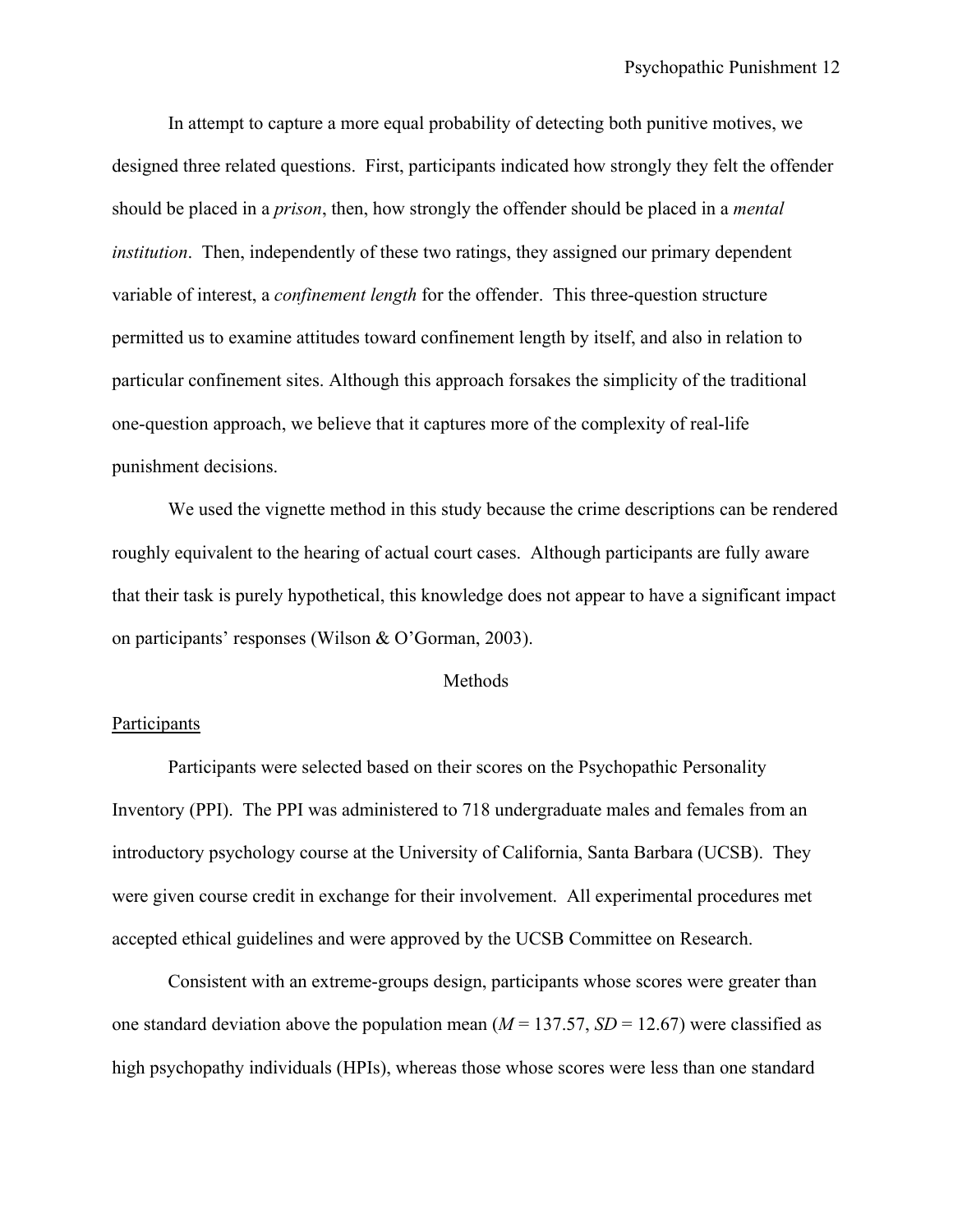In attempt to capture a more equal probability of detecting both punitive motives, we designed three related questions. First, participants indicated how strongly they felt the offender should be placed in a *prison*, then, how strongly the offender should be placed in a *mental institution*. Then, independently of these two ratings, they assigned our primary dependent variable of interest, a *confinement length* for the offender. This three-question structure permitted us to examine attitudes toward confinement length by itself, and also in relation to particular confinement sites. Although this approach forsakes the simplicity of the traditional one-question approach, we believe that it captures more of the complexity of real-life punishment decisions.

We used the vignette method in this study because the crime descriptions can be rendered roughly equivalent to the hearing of actual court cases. Although participants are fully aware that their task is purely hypothetical, this knowledge does not appear to have a significant impact on participants' responses (Wilson & O'Gorman, 2003).

## Methods

### Participants

Participants were selected based on their scores on the Psychopathic Personality Inventory (PPI). The PPI was administered to 718 undergraduate males and females from an introductory psychology course at the University of California, Santa Barbara (UCSB). They were given course credit in exchange for their involvement. All experimental procedures met accepted ethical guidelines and were approved by the UCSB Committee on Research.

Consistent with an extreme-groups design, participants whose scores were greater than one standard deviation above the population mean ($M$ = 137.57, $SD$ = 12.67) were classified as high psychopathy individuals (HPIs), whereas those whose scores were less than one standard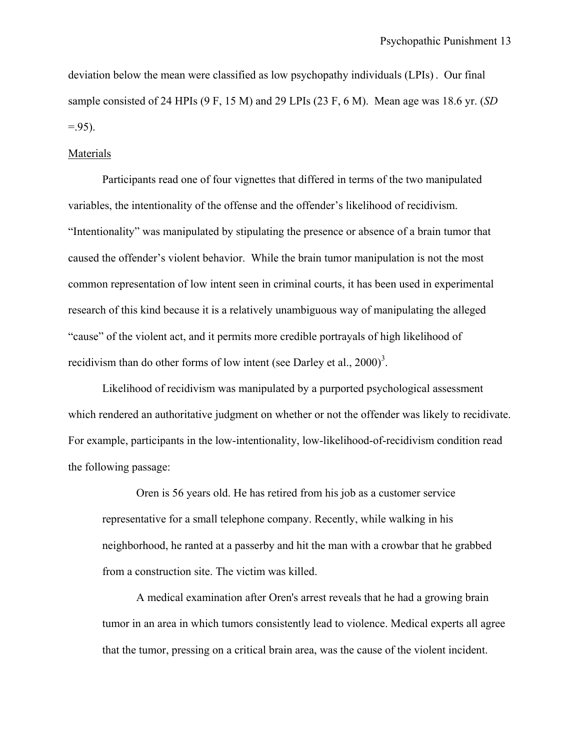deviation below the mean were classified as low psychopathy individuals (LPIs) . Our final sample consisted of 24 HPIs (9 F, 15 M) and 29 LPIs (23 F, 6 M). Mean age was 18.6 yr. (*SD* =.95).

Materials

Participants read one of four vignettes that differed in terms of the two manipulated variables, the intentionality of the offense and the offender's likelihood of recidivism. "Intentionality" was manipulated by stipulating the presence or absence of a brain tumor that caused the offender's violent behavior. While the brain tumor manipulation is not the most common representation of low intent seen in criminal courts, it has been used in experimental research of this kind because it is a relatively unambiguous way of manipulating the alleged "cause" of the violent act, and it permits more credible portrayals of high likelihood of recidivism than do other forms of low intent (see Darley et al., 2000)[3].

Likelihood of recidivism was manipulated by a purported psychological assessment which rendered an authoritative judgment on whether or not the offender was likely to recidivate. For example, participants in the low-intentionality, low-likelihood-of-recidivism condition read the following passage:

> Oren is 56 years old. He has retired from his job as a customer service representative for a small telephone company. Recently, while walking in his neighborhood, he ranted at a passerby and hit the man with a crowbar that he grabbed from a construction site. The victim was killed.
>
> A medical examination after Oren's arrest reveals that he had a growing brain tumor in an area in which tumors consistently lead to violence. Medical experts all agree that the tumor, pressing on a critical brain area, was the cause of the violent incident.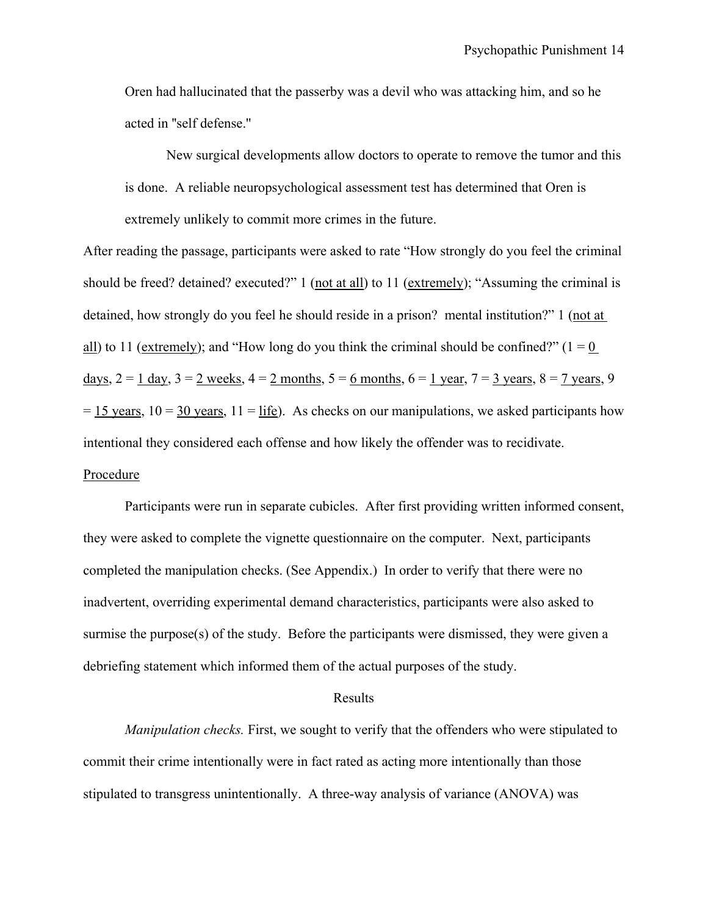Oren had hallucinated that the passerby was a devil who was attacking him, and so he acted in "self defense."

New surgical developments allow doctors to operate to remove the tumor and this is done. A reliable neuropsychological assessment test has determined that Oren is extremely unlikely to commit more crimes in the future.

After reading the passage, participants were asked to rate "How strongly do you feel the criminal should be freed? detained? executed?" 1 (not at all) to 11 (extremely); "Assuming the criminal is detained, how strongly do you feel he should reside in a prison? mental institution?" 1 (not at all) to 11 (extremely); and "How long do you think the criminal should be confined?" (1 = 0 days, 2 = 1 day, 3 = 2 weeks, 4 = 2 months, 5 = 6 months, 6 = 1 year, 7 = 3 years, 8 = 7 years, 9 = 15 years, 10 = 30 years, 11 = life). As checks on our manipulations, we asked participants how intentional they considered each offense and how likely the offender was to recidivate.

## Procedure

Participants were run in separate cubicles. After first providing written informed consent, they were asked to complete the vignette questionnaire on the computer. Next, participants completed the manipulation checks. (See Appendix.) In order to verify that there were no inadvertent, overriding experimental demand characteristics, participants were also asked to surmise the purpose(s) of the study. Before the participants were dismissed, they were given a debriefing statement which informed them of the actual purposes of the study.

# Results

*Manipulation checks.* First, we sought to verify that the offenders who were stipulated to commit their crime intentionally were in fact rated as acting more intentionally than those stipulated to transgress unintentionally. A three-way analysis of variance (ANOVA) was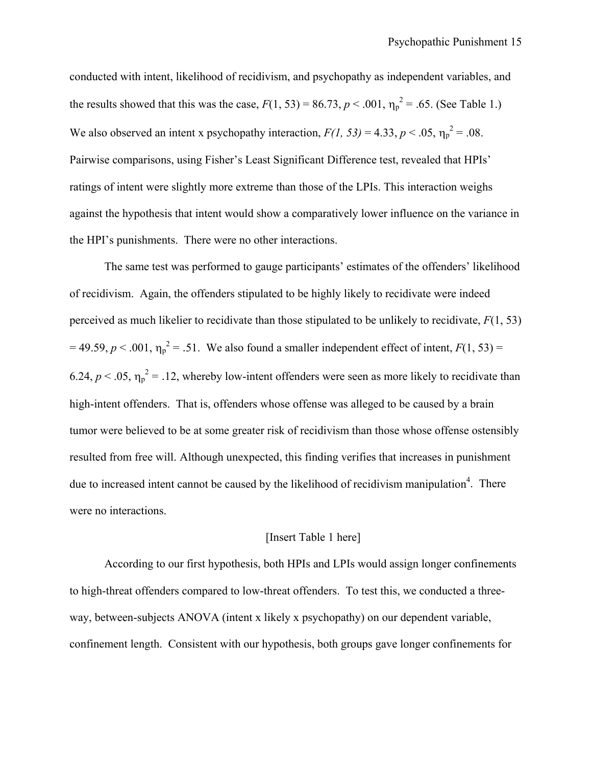conducted with intent, likelihood of recidivism, and psychopathy as independent variables, and the results showed that this was the case, $F(1, 53) = 86.73$, $p < .001$, $\eta_p^2 = .65$. (See Table 1.) We also observed an intent x psychopathy interaction, $F(1, 53) = 4.33$, $p < .05$, $\eta_p^2 = .08$. Pairwise comparisons, using Fisher's Least Significant Difference test, revealed that HPIs' ratings of intent were slightly more extreme than those of the LPIs. This interaction weighs against the hypothesis that intent would show a comparatively lower influence on the variance in the HPI's punishments. There were no other interactions.

The same test was performed to gauge participants' estimates of the offenders' likelihood of recidivism. Again, the offenders stipulated to be highly likely to recidivate were indeed perceived as much likelier to recidivate than those stipulated to be unlikely to recidivate, $F(1, 53) = 49.59$, $p < .001$, $\eta_p^2 = .51$. We also found a smaller independent effect of intent, $F(1, 53) = 6.24$, $p < .05$, $\eta_p^2 = .12$, whereby low-intent offenders were seen as more likely to recidivate than high-intent offenders. That is, offenders whose offense was alleged to be caused by a brain tumor were believed to be at some greater risk of recidivism than those whose offense ostensibly resulted from free will. Although unexpected, this finding verifies that increases in punishment due to increased intent cannot be caused by the likelihood of recidivism manipulation[4]. There were no interactions.

[Insert Table 1 here]

According to our first hypothesis, both HPIs and LPIs would assign longer confinements to high-threat offenders compared to low-threat offenders. To test this, we conducted a three-way, between-subjects ANOVA (intent x likely x psychopathy) on our dependent variable, confinement length. Consistent with our hypothesis, both groups gave longer confinements for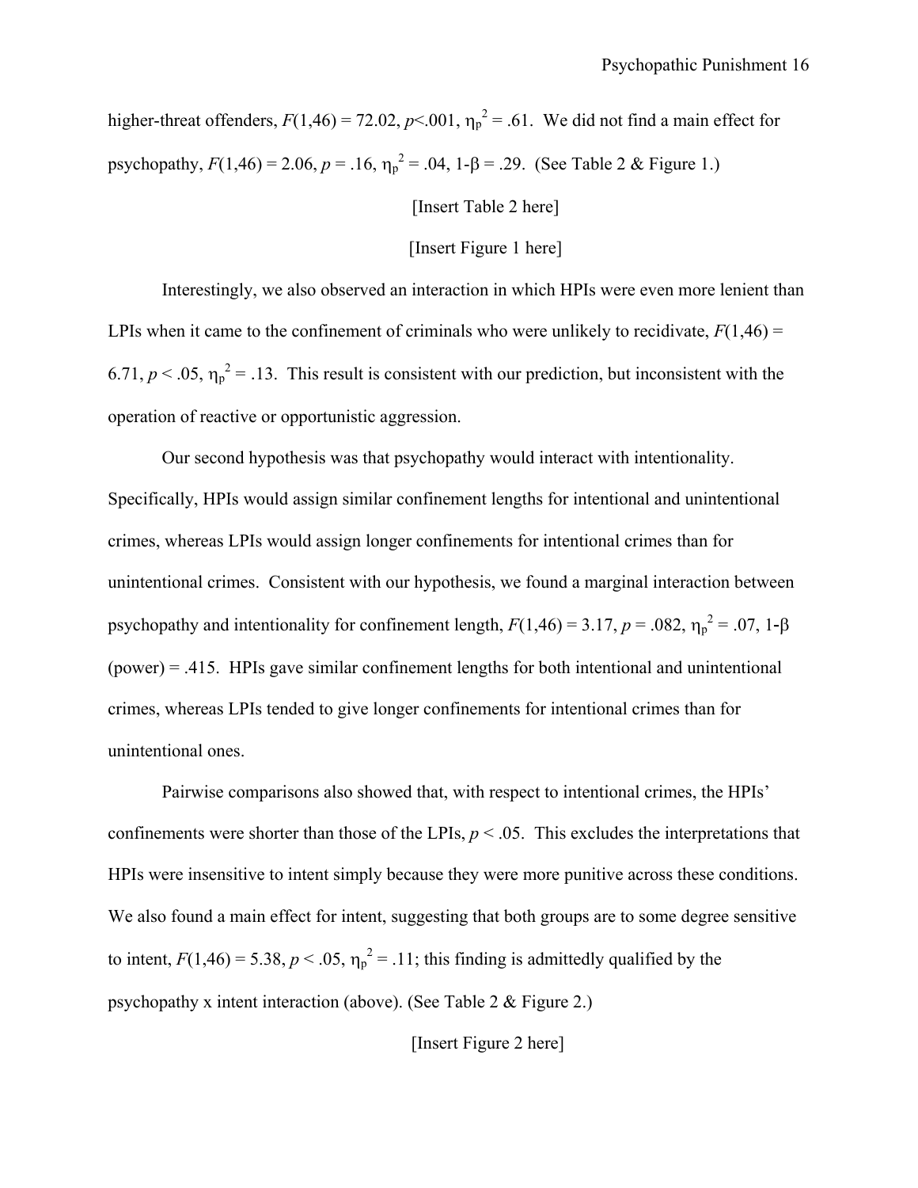higher-threat offenders, $F(1,46) = 72.02$, $p<.001$, $\eta_p^2 = .61$. We did not find a main effect for psychopathy, $F(1,46) = 2.06$, $p = .16$, $\eta_p^2 = .04$, $1\text{-}\beta = .29$. (See Table 2 & Figure 1.)

[Insert Table 2 here]

[Insert Figure 1 here]

Interestingly, we also observed an interaction in which HPIs were even more lenient than LPIs when it came to the confinement of criminals who were unlikely to recidivate, $F(1,46) = 6.71$, $p < .05$, $\eta_p^2 = .13$. This result is consistent with our prediction, but inconsistent with the operation of reactive or opportunistic aggression.

Our second hypothesis was that psychopathy would interact with intentionality. Specifically, HPIs would assign similar confinement lengths for intentional and unintentional crimes, whereas LPIs would assign longer confinements for intentional crimes than for unintentional crimes. Consistent with our hypothesis, we found a marginal interaction between psychopathy and intentionality for confinement length, $F(1,46) = 3.17$, $p = .082$, $\eta_p^2 = .07$, $1\text{-}\beta$ (power) $= .415$. HPIs gave similar confinement lengths for both intentional and unintentional crimes, whereas LPIs tended to give longer confinements for intentional crimes than for unintentional ones.

Pairwise comparisons also showed that, with respect to intentional crimes, the HPIs' confinements were shorter than those of the LPIs, $p < .05$. This excludes the interpretations that HPIs were insensitive to intent simply because they were more punitive across these conditions. We also found a main effect for intent, suggesting that both groups are to some degree sensitive to intent, $F(1,46) = 5.38$, $p < .05$, $\eta_p^2 = .11$; this finding is admittedly qualified by the psychopathy x intent interaction (above). (See Table 2 & Figure 2.)

[Insert Figure 2 here]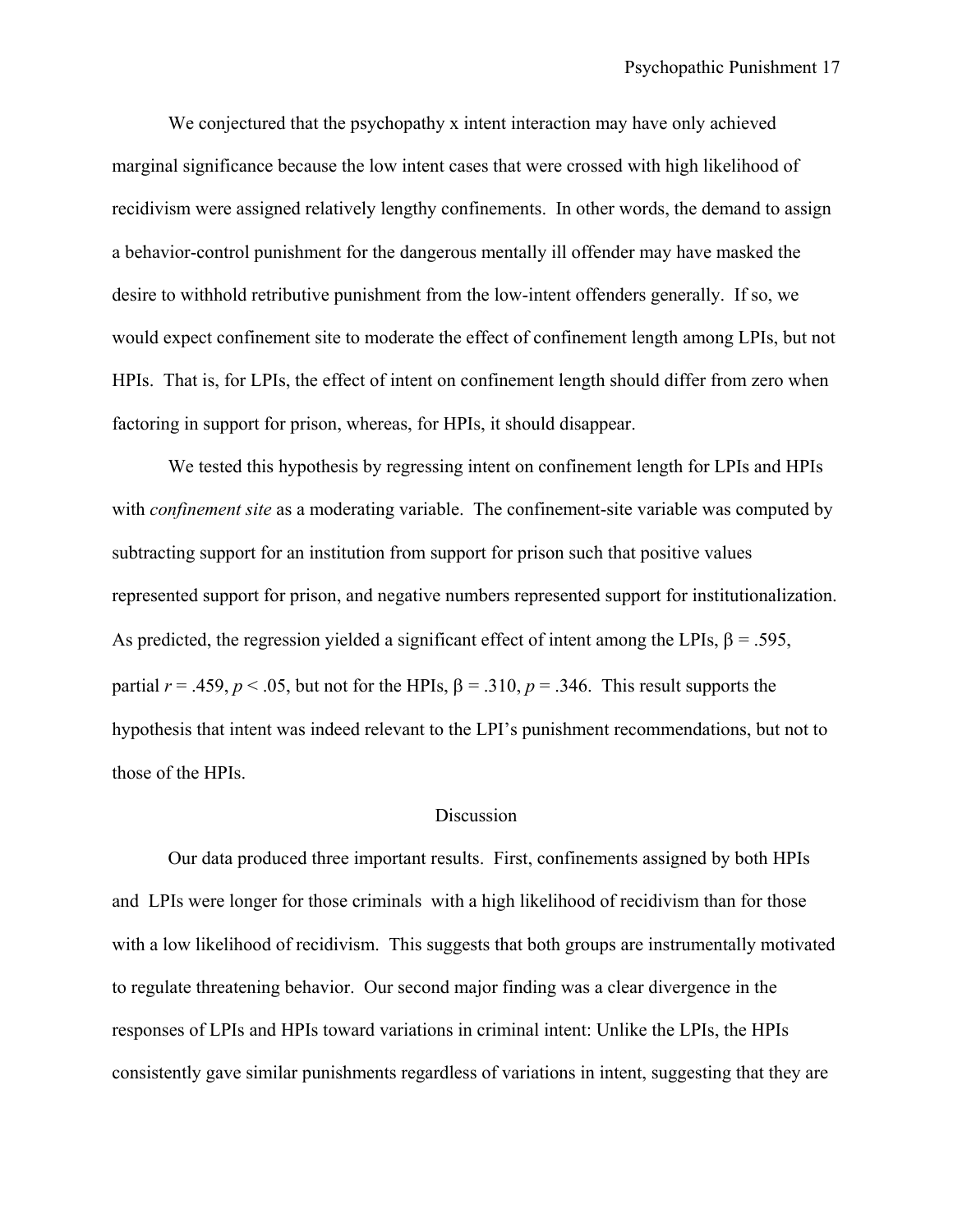We conjectured that the psychopathy x intent interaction may have only achieved marginal significance because the low intent cases that were crossed with high likelihood of recidivism were assigned relatively lengthy confinements. In other words, the demand to assign a behavior-control punishment for the dangerous mentally ill offender may have masked the desire to withhold retributive punishment from the low-intent offenders generally. If so, we would expect confinement site to moderate the effect of confinement length among LPIs, but not HPIs. That is, for LPIs, the effect of intent on confinement length should differ from zero when factoring in support for prison, whereas, for HPIs, it should disappear.

We tested this hypothesis by regressing intent on confinement length for LPIs and HPIs with *confinement site* as a moderating variable. The confinement-site variable was computed by subtracting support for an institution from support for prison such that positive values represented support for prison, and negative numbers represented support for institutionalization. As predicted, the regression yielded a significant effect of intent among the LPIs, $\beta = .595$, partial $r = .459$, $p < .05$, but not for the HPIs, $\beta = .310$, $p = .346$. This result supports the hypothesis that intent was indeed relevant to the LPI's punishment recommendations, but not to those of the HPIs.

## Discussion

Our data produced three important results. First, confinements assigned by both HPIs and LPIs were longer for those criminals with a high likelihood of recidivism than for those with a low likelihood of recidivism. This suggests that both groups are instrumentally motivated to regulate threatening behavior. Our second major finding was a clear divergence in the responses of LPIs and HPIs toward variations in criminal intent: Unlike the LPIs, the HPIs consistently gave similar punishments regardless of variations in intent, suggesting that they are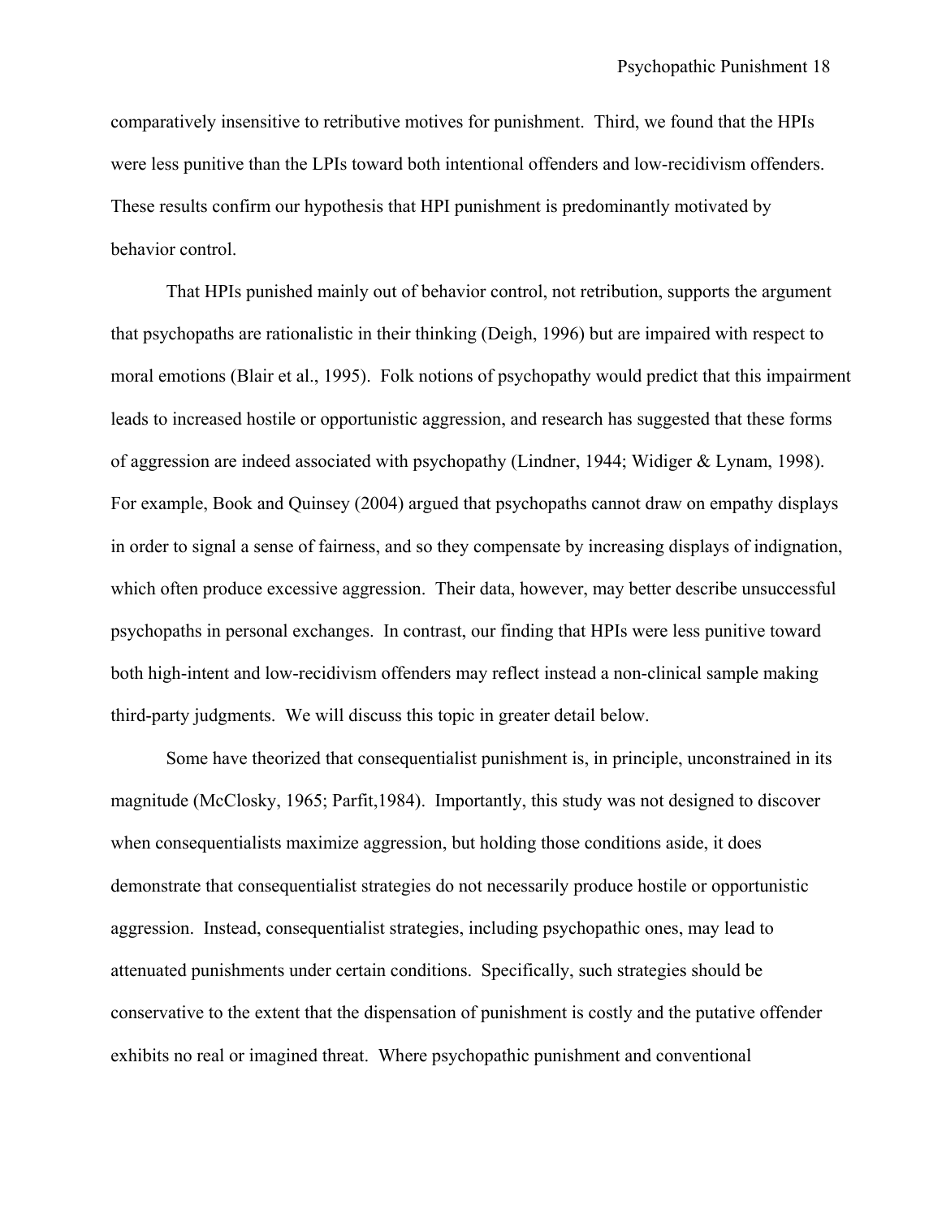comparatively insensitive to retributive motives for punishment. Third, we found that the HPIs were less punitive than the LPIs toward both intentional offenders and low-recidivism offenders. These results confirm our hypothesis that HPI punishment is predominantly motivated by behavior control.

That HPIs punished mainly out of behavior control, not retribution, supports the argument that psychopaths are rationalistic in their thinking (Deigh, 1996) but are impaired with respect to moral emotions (Blair et al., 1995). Folk notions of psychopathy would predict that this impairment leads to increased hostile or opportunistic aggression, and research has suggested that these forms of aggression are indeed associated with psychopathy (Lindner, 1944; Widiger & Lynam, 1998). For example, Book and Quinsey (2004) argued that psychopaths cannot draw on empathy displays in order to signal a sense of fairness, and so they compensate by increasing displays of indignation, which often produce excessive aggression. Their data, however, may better describe unsuccessful psychopaths in personal exchanges. In contrast, our finding that HPIs were less punitive toward both high-intent and low-recidivism offenders may reflect instead a non-clinical sample making third-party judgments. We will discuss this topic in greater detail below.

Some have theorized that consequentialist punishment is, in principle, unconstrained in its magnitude (McClosky, 1965; Parfit,1984). Importantly, this study was not designed to discover when consequentialists maximize aggression, but holding those conditions aside, it does demonstrate that consequentialist strategies do not necessarily produce hostile or opportunistic aggression. Instead, consequentialist strategies, including psychopathic ones, may lead to attenuated punishments under certain conditions. Specifically, such strategies should be conservative to the extent that the dispensation of punishment is costly and the putative offender exhibits no real or imagined threat. Where psychopathic punishment and conventional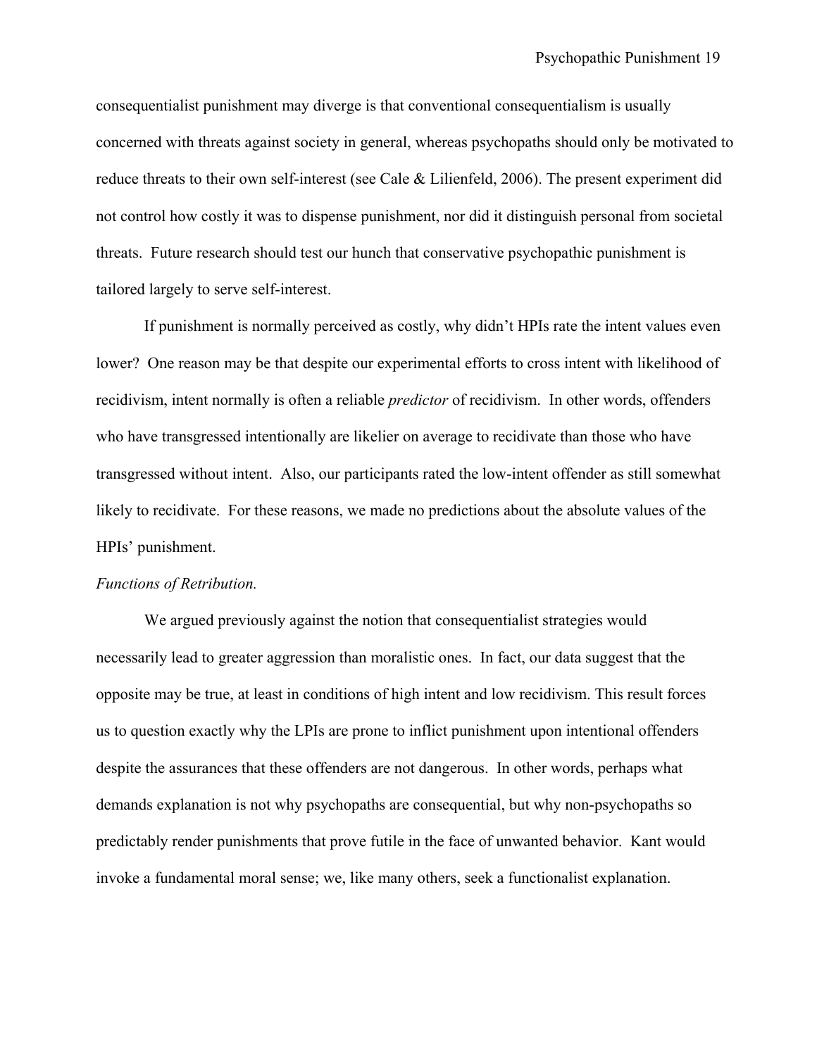consequentialist punishment may diverge is that conventional consequentialism is usually concerned with threats against society in general, whereas psychopaths should only be motivated to reduce threats to their own self-interest (see Cale & Lilienfeld, 2006). The present experiment did not control how costly it was to dispense punishment, nor did it distinguish personal from societal threats. Future research should test our hunch that conservative psychopathic punishment is tailored largely to serve self-interest.

If punishment is normally perceived as costly, why didn't HPIs rate the intent values even lower? One reason may be that despite our experimental efforts to cross intent with likelihood of recidivism, intent normally is often a reliable *predictor* of recidivism. In other words, offenders who have transgressed intentionally are likelier on average to recidivate than those who have transgressed without intent. Also, our participants rated the low-intent offender as still somewhat likely to recidivate. For these reasons, we made no predictions about the absolute values of the HPIs' punishment.

*Functions of Retribution.*

We argued previously against the notion that consequentialist strategies would necessarily lead to greater aggression than moralistic ones. In fact, our data suggest that the opposite may be true, at least in conditions of high intent and low recidivism. This result forces us to question exactly why the LPIs are prone to inflict punishment upon intentional offenders despite the assurances that these offenders are not dangerous. In other words, perhaps what demands explanation is not why psychopaths are consequential, but why non-psychopaths so predictably render punishments that prove futile in the face of unwanted behavior. Kant would invoke a fundamental moral sense; we, like many others, seek a functionalist explanation.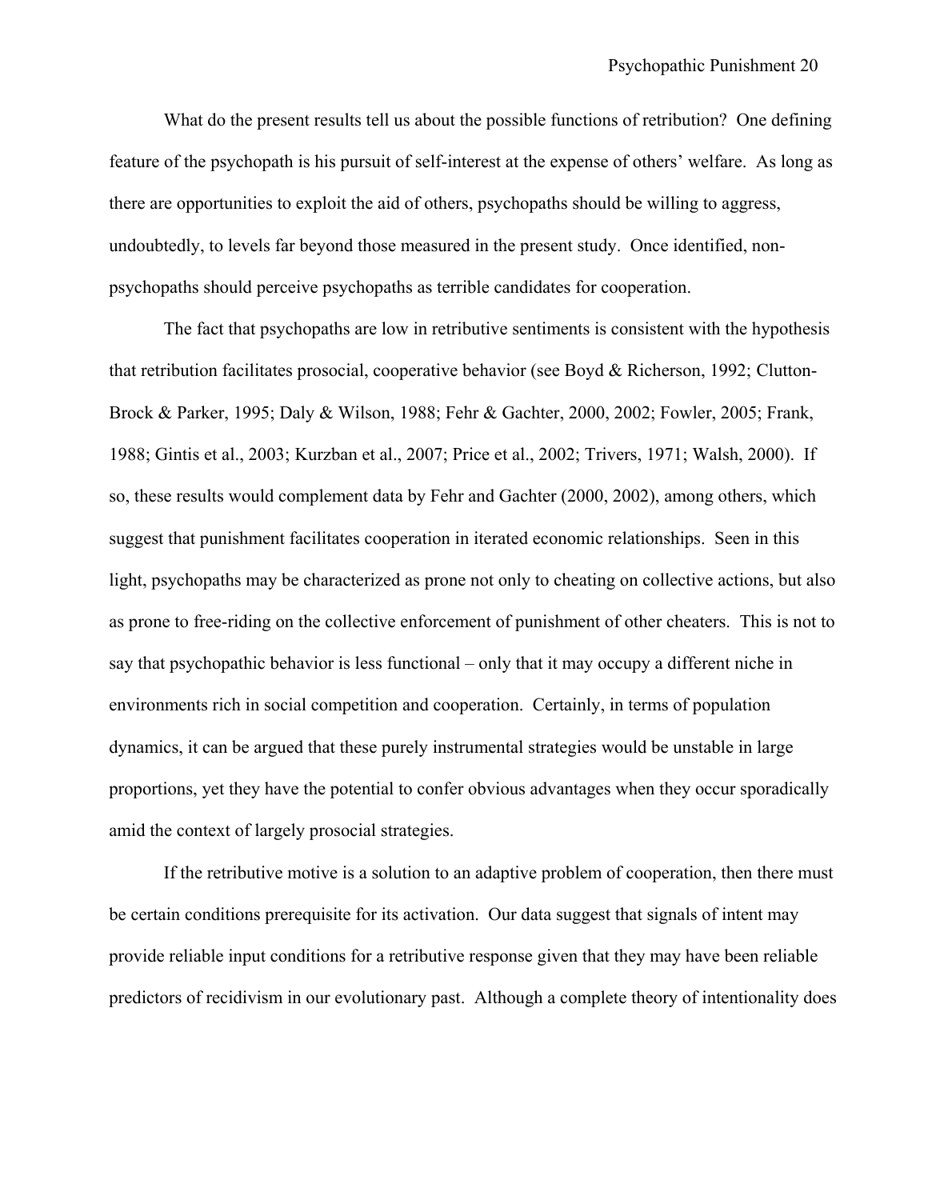What do the present results tell us about the possible functions of retribution? One defining feature of the psychopath is his pursuit of self-interest at the expense of others' welfare. As long as there are opportunities to exploit the aid of others, psychopaths should be willing to aggress, undoubtedly, to levels far beyond those measured in the present study. Once identified, non-psychopaths should perceive psychopaths as terrible candidates for cooperation.

The fact that psychopaths are low in retributive sentiments is consistent with the hypothesis that retribution facilitates prosocial, cooperative behavior (see Boyd & Richerson, 1992; Clutton-Brock & Parker, 1995; Daly & Wilson, 1988; Fehr & Gachter, 2000, 2002; Fowler, 2005; Frank, 1988; Gintis et al., 2003; Kurzban et al., 2007; Price et al., 2002; Trivers, 1971; Walsh, 2000). If so, these results would complement data by Fehr and Gachter (2000, 2002), among others, which suggest that punishment facilitates cooperation in iterated economic relationships. Seen in this light, psychopaths may be characterized as prone not only to cheating on collective actions, but also as prone to free-riding on the collective enforcement of punishment of other cheaters. This is not to say that psychopathic behavior is less functional – only that it may occupy a different niche in environments rich in social competition and cooperation. Certainly, in terms of population dynamics, it can be argued that these purely instrumental strategies would be unstable in large proportions, yet they have the potential to confer obvious advantages when they occur sporadically amid the context of largely prosocial strategies.

If the retributive motive is a solution to an adaptive problem of cooperation, then there must be certain conditions prerequisite for its activation. Our data suggest that signals of intent may provide reliable input conditions for a retributive response given that they may have been reliable predictors of recidivism in our evolutionary past. Although a complete theory of intentionality does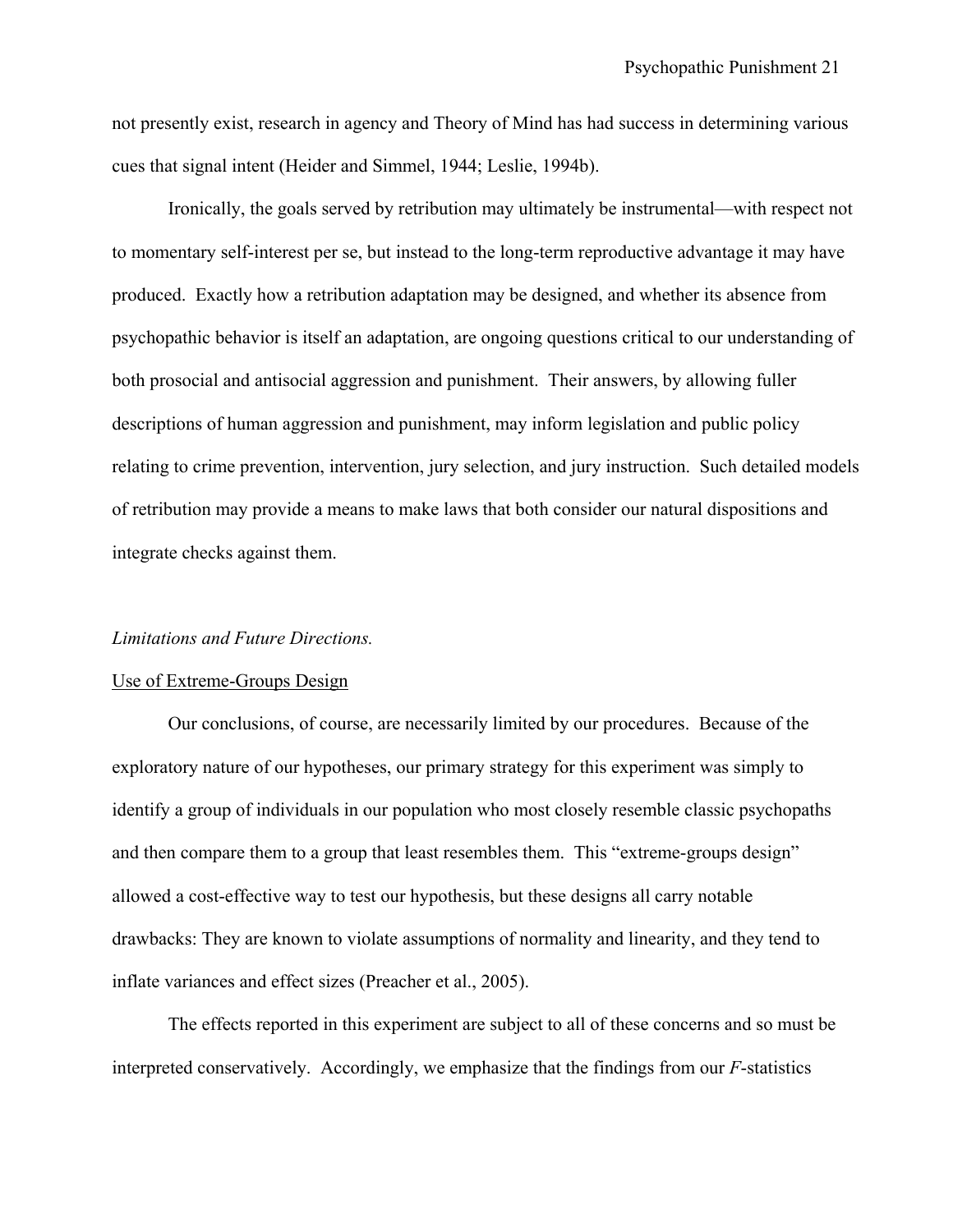not presently exist, research in agency and Theory of Mind has had success in determining various cues that signal intent (Heider and Simmel, 1944; Leslie, 1994b).

Ironically, the goals served by retribution may ultimately be instrumental—with respect not to momentary self-interest per se, but instead to the long-term reproductive advantage it may have produced. Exactly how a retribution adaptation may be designed, and whether its absence from psychopathic behavior is itself an adaptation, are ongoing questions critical to our understanding of both prosocial and antisocial aggression and punishment. Their answers, by allowing fuller descriptions of human aggression and punishment, may inform legislation and public policy relating to crime prevention, intervention, jury selection, and jury instruction. Such detailed models of retribution may provide a means to make laws that both consider our natural dispositions and integrate checks against them.

*Limitations and Future Directions.*

<u>Use of Extreme-Groups Design</u>

Our conclusions, of course, are necessarily limited by our procedures. Because of the exploratory nature of our hypotheses, our primary strategy for this experiment was simply to identify a group of individuals in our population who most closely resemble classic psychopaths and then compare them to a group that least resembles them. This "extreme-groups design" allowed a cost-effective way to test our hypothesis, but these designs all carry notable drawbacks: They are known to violate assumptions of normality and linearity, and they tend to inflate variances and effect sizes (Preacher et al., 2005).

The effects reported in this experiment are subject to all of these concerns and so must be interpreted conservatively. Accordingly, we emphasize that the findings from our $F$-statistics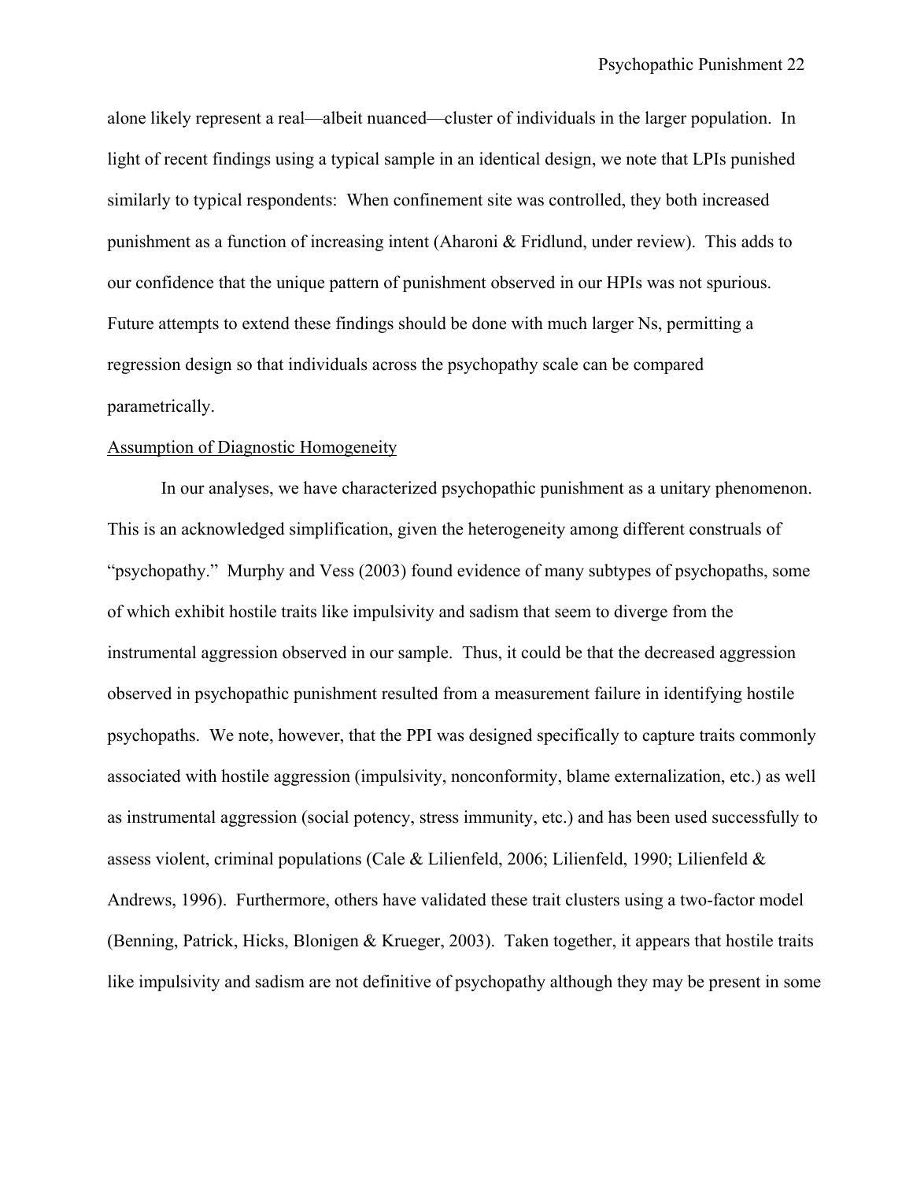alone likely represent a real—albeit nuanced—cluster of individuals in the larger population. In light of recent findings using a typical sample in an identical design, we note that LPIs punished similarly to typical respondents: When confinement site was controlled, they both increased punishment as a function of increasing intent (Aharoni & Fridlund, under review). This adds to our confidence that the unique pattern of punishment observed in our HPIs was not spurious. Future attempts to extend these findings should be done with much larger Ns, permitting a regression design so that individuals across the psychopathy scale can be compared parametrically.

<u>Assumption of Diagnostic Homogeneity</u>

In our analyses, we have characterized psychopathic punishment as a unitary phenomenon. This is an acknowledged simplification, given the heterogeneity among different construals of "psychopathy." Murphy and Vess (2003) found evidence of many subtypes of psychopaths, some of which exhibit hostile traits like impulsivity and sadism that seem to diverge from the instrumental aggression observed in our sample. Thus, it could be that the decreased aggression observed in psychopathic punishment resulted from a measurement failure in identifying hostile psychopaths. We note, however, that the PPI was designed specifically to capture traits commonly associated with hostile aggression (impulsivity, nonconformity, blame externalization, etc.) as well as instrumental aggression (social potency, stress immunity, etc.) and has been used successfully to assess violent, criminal populations (Cale & Lilienfeld, 2006; Lilienfeld, 1990; Lilienfeld & Andrews, 1996). Furthermore, others have validated these trait clusters using a two-factor model (Benning, Patrick, Hicks, Blonigen & Krueger, 2003). Taken together, it appears that hostile traits like impulsivity and sadism are not definitive of psychopathy although they may be present in some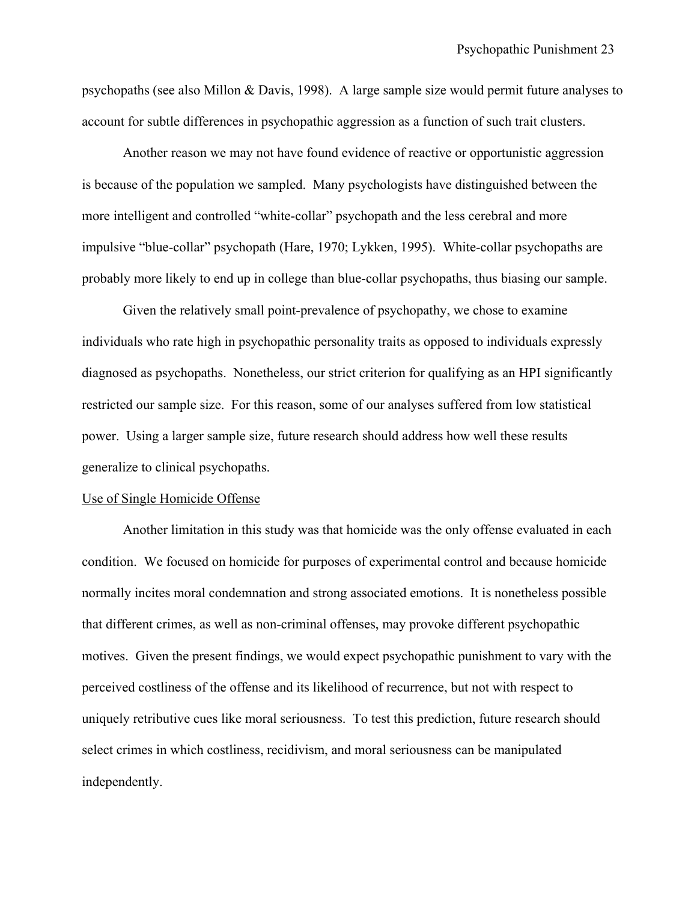psychopaths (see also Millon & Davis, 1998). A large sample size would permit future analyses to account for subtle differences in psychopathic aggression as a function of such trait clusters.

Another reason we may not have found evidence of reactive or opportunistic aggression is because of the population we sampled. Many psychologists have distinguished between the more intelligent and controlled "white-collar" psychopath and the less cerebral and more impulsive "blue-collar" psychopath (Hare, 1970; Lykken, 1995). White-collar psychopaths are probably more likely to end up in college than blue-collar psychopaths, thus biasing our sample.

Given the relatively small point-prevalence of psychopathy, we chose to examine individuals who rate high in psychopathic personality traits as opposed to individuals expressly diagnosed as psychopaths. Nonetheless, our strict criterion for qualifying as an HPI significantly restricted our sample size. For this reason, some of our analyses suffered from low statistical power. Using a larger sample size, future research should address how well these results generalize to clinical psychopaths.

### Use of Single Homicide Offense

Another limitation in this study was that homicide was the only offense evaluated in each condition. We focused on homicide for purposes of experimental control and because homicide normally incites moral condemnation and strong associated emotions. It is nonetheless possible that different crimes, as well as non-criminal offenses, may provoke different psychopathic motives. Given the present findings, we would expect psychopathic punishment to vary with the perceived costliness of the offense and its likelihood of recurrence, but not with respect to uniquely retributive cues like moral seriousness. To test this prediction, future research should select crimes in which costliness, recidivism, and moral seriousness can be manipulated independently.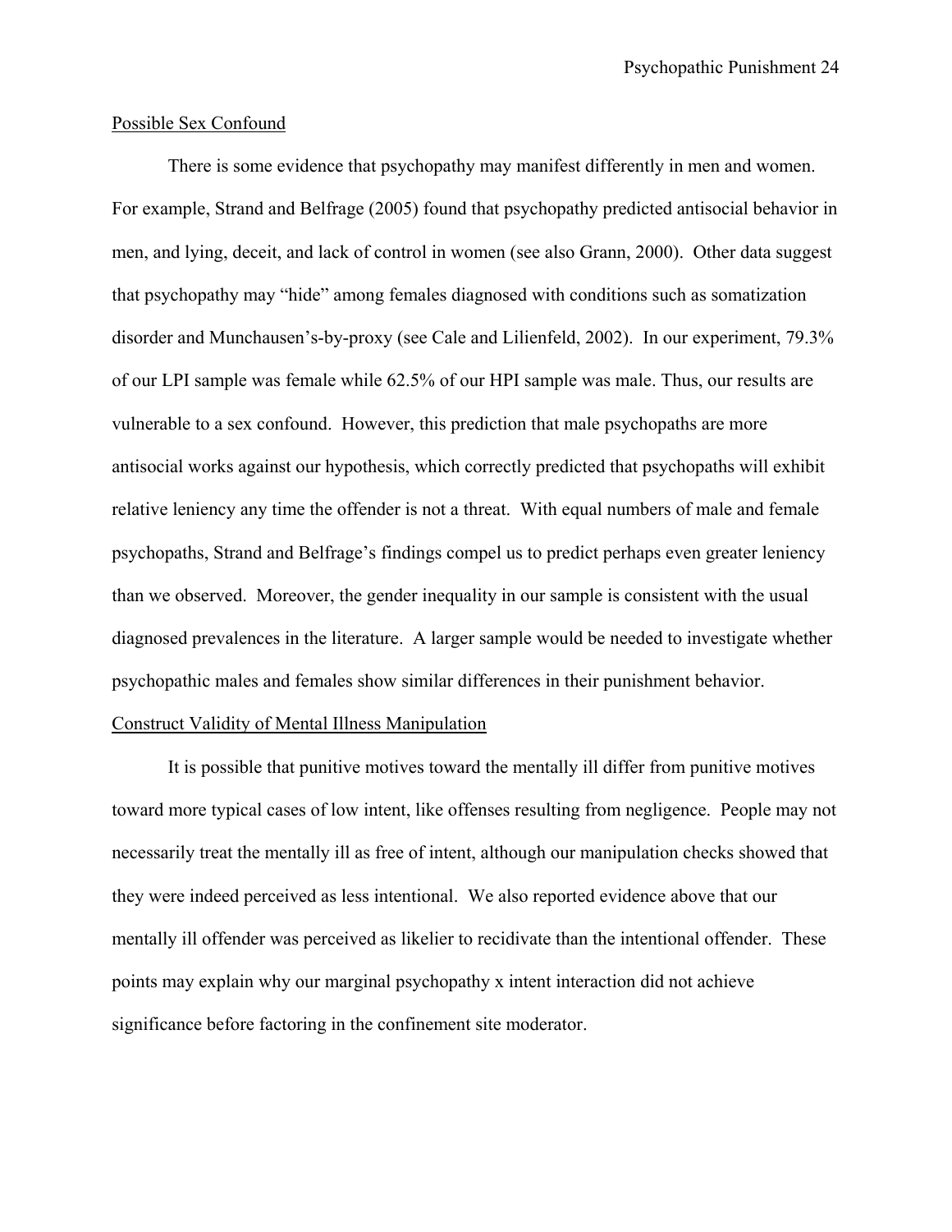## Possible Sex Confound

There is some evidence that psychopathy may manifest differently in men and women. For example, Strand and Belfrage (2005) found that psychopathy predicted antisocial behavior in men, and lying, deceit, and lack of control in women (see also Grann, 2000). Other data suggest that psychopathy may "hide" among females diagnosed with conditions such as somatization disorder and Munchausen's-by-proxy (see Cale and Lilienfeld, 2002). In our experiment, 79.3% of our LPI sample was female while 62.5% of our HPI sample was male. Thus, our results are vulnerable to a sex confound. However, this prediction that male psychopaths are more antisocial works against our hypothesis, which correctly predicted that psychopaths will exhibit relative leniency any time the offender is not a threat. With equal numbers of male and female psychopaths, Strand and Belfrage's findings compel us to predict perhaps even greater leniency than we observed. Moreover, the gender inequality in our sample is consistent with the usual diagnosed prevalences in the literature. A larger sample would be needed to investigate whether psychopathic males and females show similar differences in their punishment behavior.

## Construct Validity of Mental Illness Manipulation

It is possible that punitive motives toward the mentally ill differ from punitive motives toward more typical cases of low intent, like offenses resulting from negligence. People may not necessarily treat the mentally ill as free of intent, although our manipulation checks showed that they were indeed perceived as less intentional. We also reported evidence above that our mentally ill offender was perceived as likelier to recidivate than the intentional offender. These points may explain why our marginal psychopathy x intent interaction did not achieve significance before factoring in the confinement site moderator.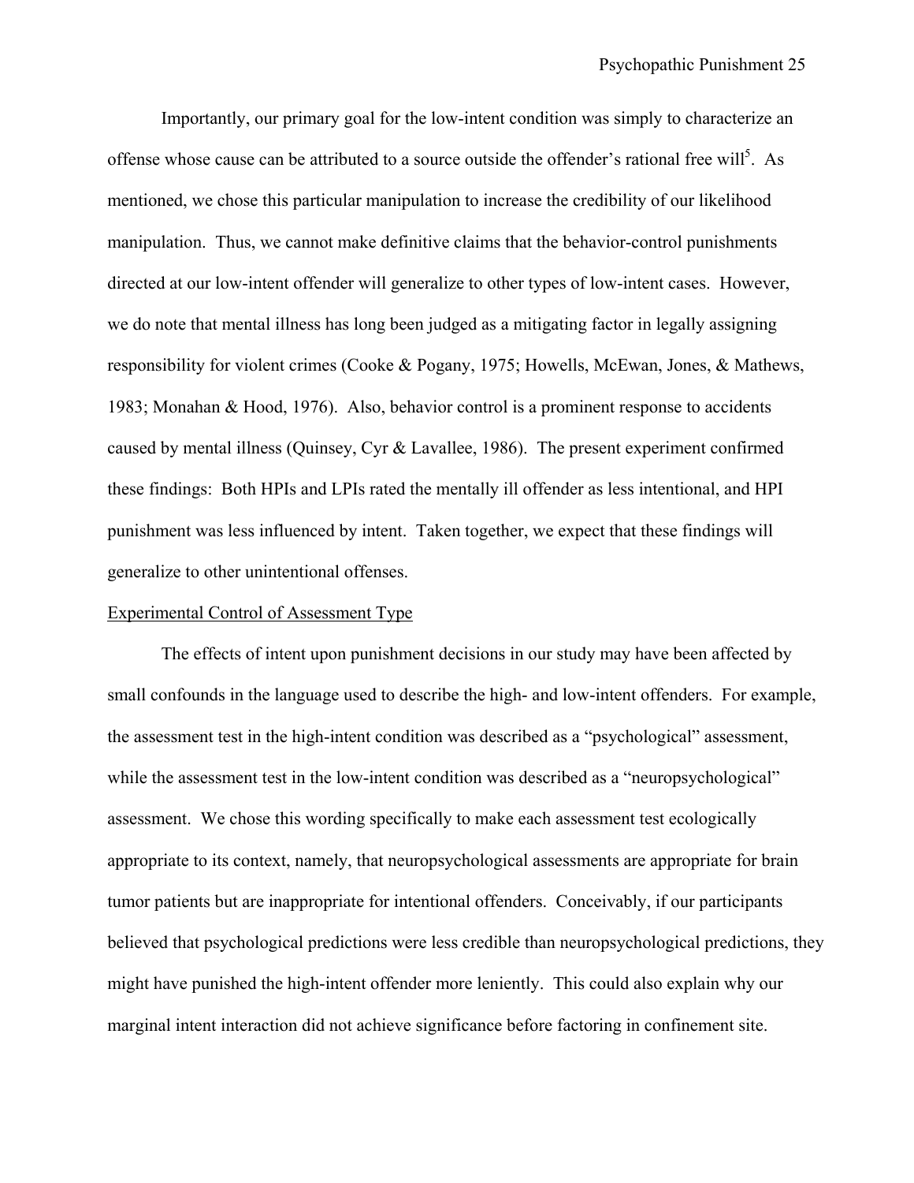Importantly, our primary goal for the low-intent condition was simply to characterize an offense whose cause can be attributed to a source outside the offender's rational free will[5]. As mentioned, we chose this particular manipulation to increase the credibility of our likelihood manipulation. Thus, we cannot make definitive claims that the behavior-control punishments directed at our low-intent offender will generalize to other types of low-intent cases. However, we do note that mental illness has long been judged as a mitigating factor in legally assigning responsibility for violent crimes (Cooke & Pogany, 1975; Howells, McEwan, Jones, & Mathews, 1983; Monahan & Hood, 1976). Also, behavior control is a prominent response to accidents caused by mental illness (Quinsey, Cyr & Lavallee, 1986). The present experiment confirmed these findings: Both HPIs and LPIs rated the mentally ill offender as less intentional, and HPI punishment was less influenced by intent. Taken together, we expect that these findings will generalize to other unintentional offenses.

## Experimental Control of Assessment Type

The effects of intent upon punishment decisions in our study may have been affected by small confounds in the language used to describe the high- and low-intent offenders. For example, the assessment test in the high-intent condition was described as a "psychological" assessment, while the assessment test in the low-intent condition was described as a "neuropsychological" assessment. We chose this wording specifically to make each assessment test ecologically appropriate to its context, namely, that neuropsychological assessments are appropriate for brain tumor patients but are inappropriate for intentional offenders. Conceivably, if our participants believed that psychological predictions were less credible than neuropsychological predictions, they might have punished the high-intent offender more leniently. This could also explain why our marginal intent interaction did not achieve significance before factoring in confinement site.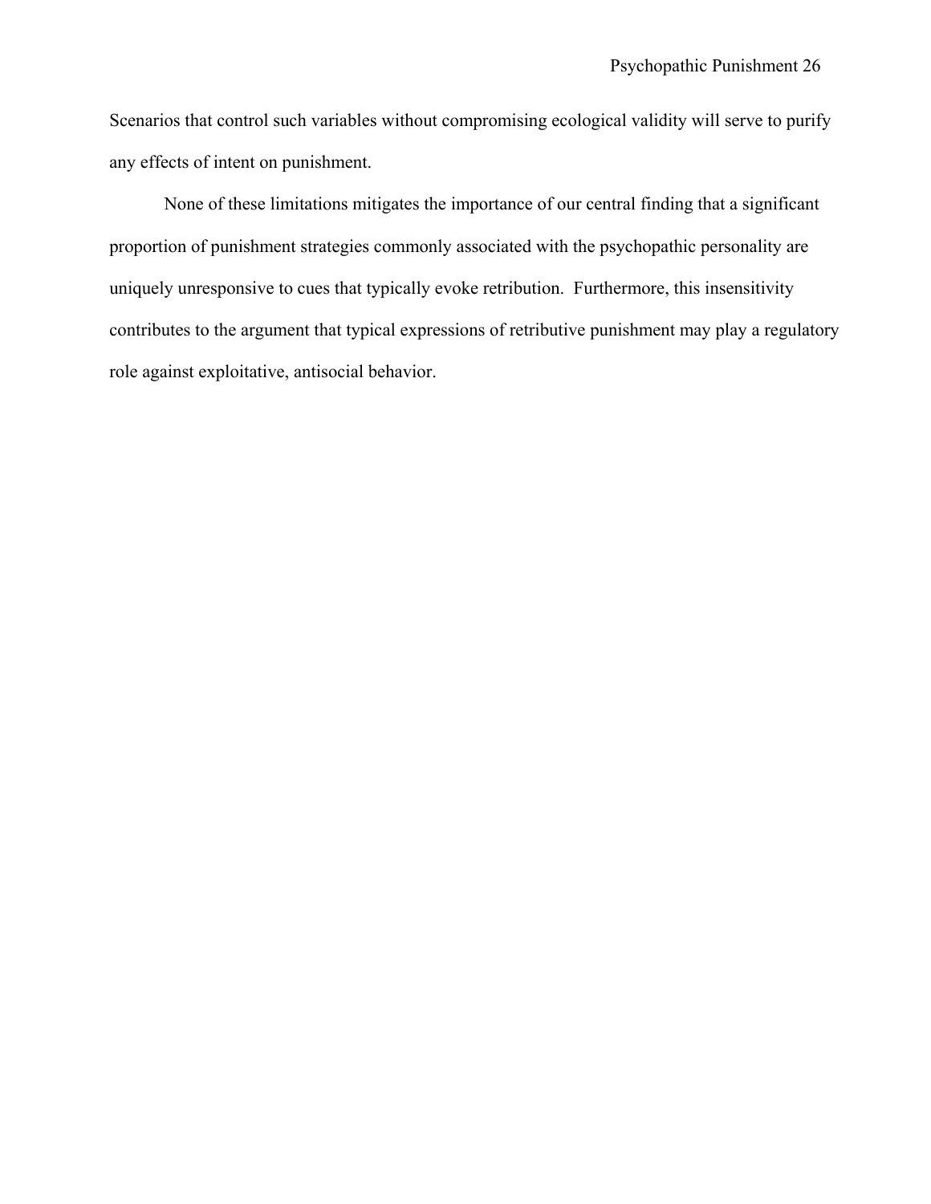Scenarios that control such variables without compromising ecological validity will serve to purify any effects of intent on punishment.

None of these limitations mitigates the importance of our central finding that a significant proportion of punishment strategies commonly associated with the psychopathic personality are uniquely unresponsive to cues that typically evoke retribution. Furthermore, this insensitivity contributes to the argument that typical expressions of retributive punishment may play a regulatory role against exploitative, antisocial behavior.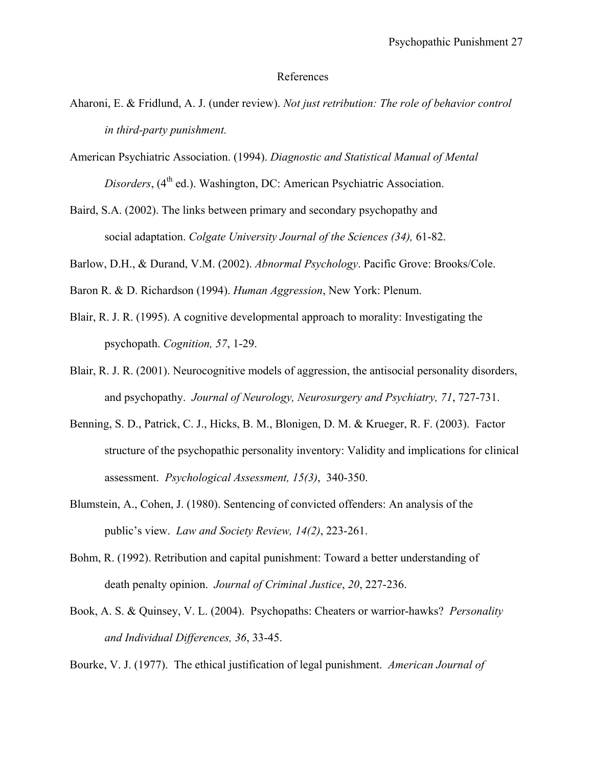# References

Aharoni, E. & Fridlund, A. J. (under review). *Not just retribution: The role of behavior control in third-party punishment.*

American Psychiatric Association. (1994). *Diagnostic and Statistical Manual of Mental Disorders*, (4th ed.). Washington, DC: American Psychiatric Association.

Baird, S.A. (2002). The links between primary and secondary psychopathy and social adaptation. *Colgate University Journal of the Sciences (34),* 61-82.

Barlow, D.H., & Durand, V.M. (2002). *Abnormal Psychology*. Pacific Grove: Brooks/Cole.

Baron R. & D. Richardson (1994). *Human Aggression*, New York: Plenum.

Blair, R. J. R. (1995). A cognitive developmental approach to morality: Investigating the psychopath. *Cognition, 57*, 1-29.

Blair, R. J. R. (2001). Neurocognitive models of aggression, the antisocial personality disorders, and psychopathy. *Journal of Neurology, Neurosurgery and Psychiatry, 71*, 727-731.

Benning, S. D., Patrick, C. J., Hicks, B. M., Blonigen, D. M. & Krueger, R. F. (2003). Factor structure of the psychopathic personality inventory: Validity and implications for clinical assessment. *Psychological Assessment, 15(3)*, 340-350.

Blumstein, A., Cohen, J. (1980). Sentencing of convicted offenders: An analysis of the public's view. *Law and Society Review, 14(2)*, 223-261.

Bohm, R. (1992). Retribution and capital punishment: Toward a better understanding of death penalty opinion. *Journal of Criminal Justice*, *20*, 227-236.

Book, A. S. & Quinsey, V. L. (2004). Psychopaths: Cheaters or warrior-hawks? *Personality and Individual Differences, 36*, 33-45.

Bourke, V. J. (1977). The ethical justification of legal punishment. *American Journal of*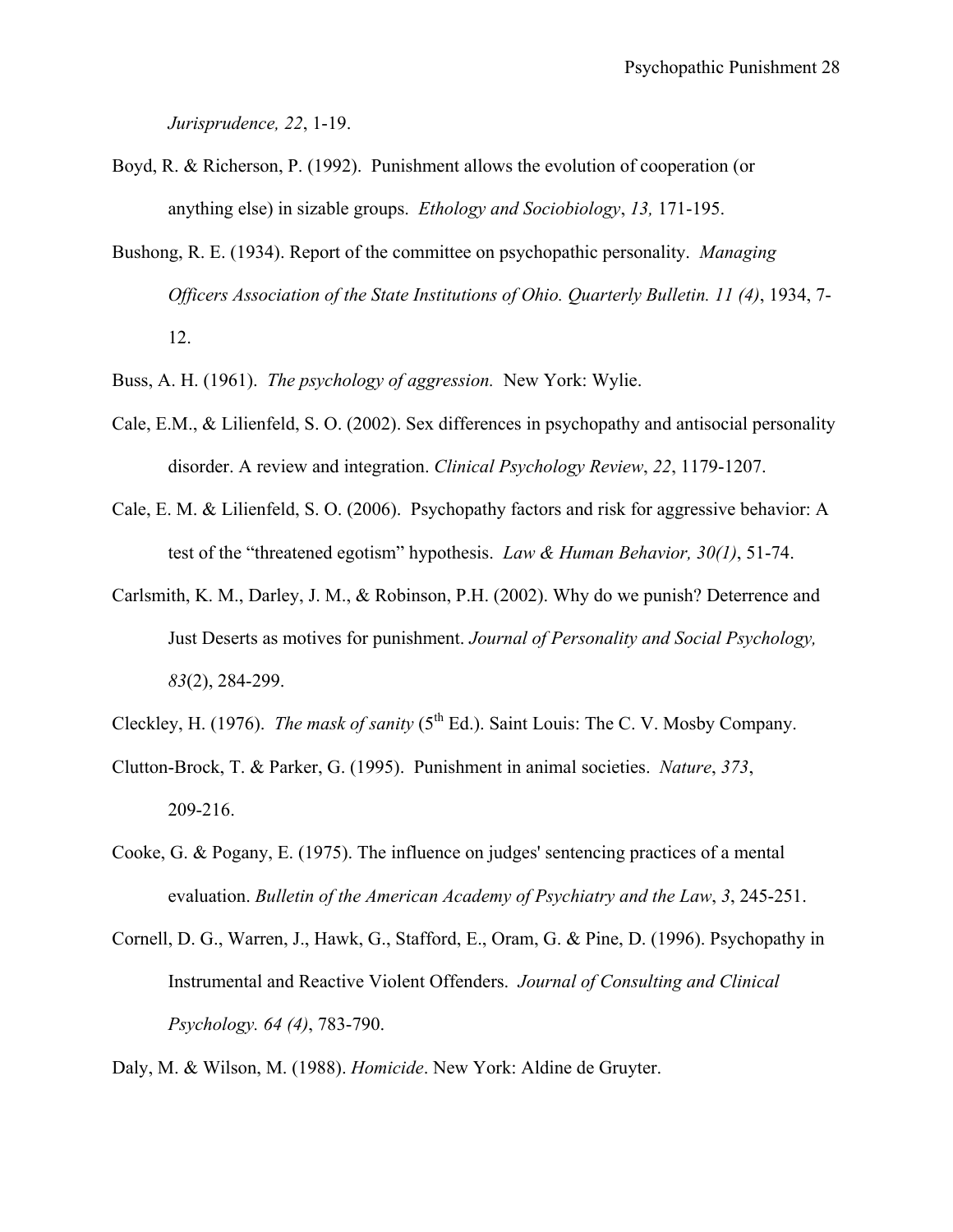*Jurisprudence, 22*, 1-19.

Boyd, R. & Richerson, P. (1992). Punishment allows the evolution of cooperation (or anything else) in sizable groups. *Ethology and Sociobiology*, *13,* 171-195.

Bushong, R. E. (1934). Report of the committee on psychopathic personality. *Managing Officers Association of the State Institutions of Ohio. Quarterly Bulletin. 11 (4)*, 1934, 7-12.

Buss, A. H. (1961). *The psychology of aggression.* New York: Wylie.

Cale, E.M., & Lilienfeld, S. O. (2002). Sex differences in psychopathy and antisocial personality disorder. A review and integration. *Clinical Psychology Review*, *22*, 1179-1207.

Cale, E. M. & Lilienfeld, S. O. (2006). Psychopathy factors and risk for aggressive behavior: A test of the "threatened egotism" hypothesis. *Law & Human Behavior, 30(1)*, 51-74.

Carlsmith, K. M., Darley, J. M., & Robinson, P.H. (2002). Why do we punish? Deterrence and Just Deserts as motives for punishment. *Journal of Personality and Social Psychology, 83*(2), 284-299.

Cleckley, H. (1976). *The mask of sanity* (5th Ed.). Saint Louis: The C. V. Mosby Company.

Clutton-Brock, T. & Parker, G. (1995). Punishment in animal societies. *Nature*, *373*, 209-216.

Cooke, G. & Pogany, E. (1975). The influence on judges' sentencing practices of a mental evaluation. *Bulletin of the American Academy of Psychiatry and the Law*, *3*, 245-251.

Cornell, D. G., Warren, J., Hawk, G., Stafford, E., Oram, G. & Pine, D. (1996). Psychopathy in Instrumental and Reactive Violent Offenders. *Journal of Consulting and Clinical Psychology. 64 (4)*, 783-790.

Daly, M. & Wilson, M. (1988). *Homicide*. New York: Aldine de Gruyter.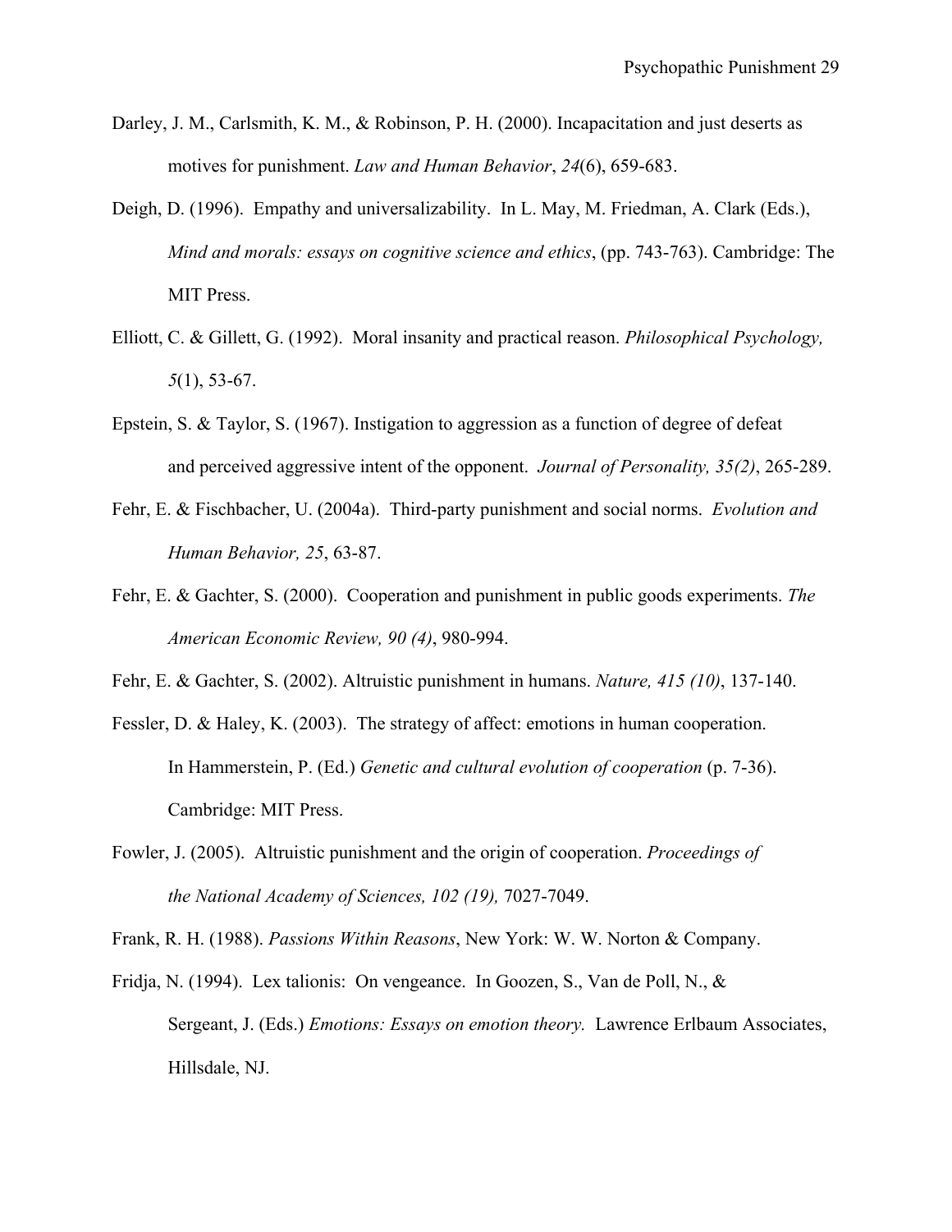Darley, J. M., Carlsmith, K. M., & Robinson, P. H. (2000). Incapacitation and just deserts as motives for punishment. *Law and Human Behavior*, *24*(6), 659-683.

Deigh, D. (1996). Empathy and universalizability. In L. May, M. Friedman, A. Clark (Eds.), *Mind and morals: essays on cognitive science and ethics*, (pp. 743-763). Cambridge: The MIT Press.

Elliott, C. & Gillett, G. (1992). Moral insanity and practical reason. *Philosophical Psychology, 5*(1), 53-67.

Epstein, S. & Taylor, S. (1967). Instigation to aggression as a function of degree of defeat and perceived aggressive intent of the opponent. *Journal of Personality, 35(2)*, 265-289.

Fehr, E. & Fischbacher, U. (2004a). Third-party punishment and social norms. *Evolution and Human Behavior, 25*, 63-87.

Fehr, E. & Gachter, S. (2000). Cooperation and punishment in public goods experiments. *The American Economic Review, 90 (4)*, 980-994.

Fehr, E. & Gachter, S. (2002). Altruistic punishment in humans. *Nature, 415 (10)*, 137-140.

Fessler, D. & Haley, K. (2003). The strategy of affect: emotions in human cooperation. In Hammerstein, P. (Ed.) *Genetic and cultural evolution of cooperation* (p. 7-36). Cambridge: MIT Press.

Fowler, J. (2005). Altruistic punishment and the origin of cooperation. *Proceedings of the National Academy of Sciences, 102 (19),* 7027-7049.

Frank, R. H. (1988). *Passions Within Reasons*, New York: W. W. Norton & Company.

Fridja, N. (1994). Lex talionis: On vengeance. In Goozen, S., Van de Poll, N., & Sergeant, J. (Eds.) *Emotions: Essays on emotion theory.* Lawrence Erlbaum Associates, Hillsdale, NJ.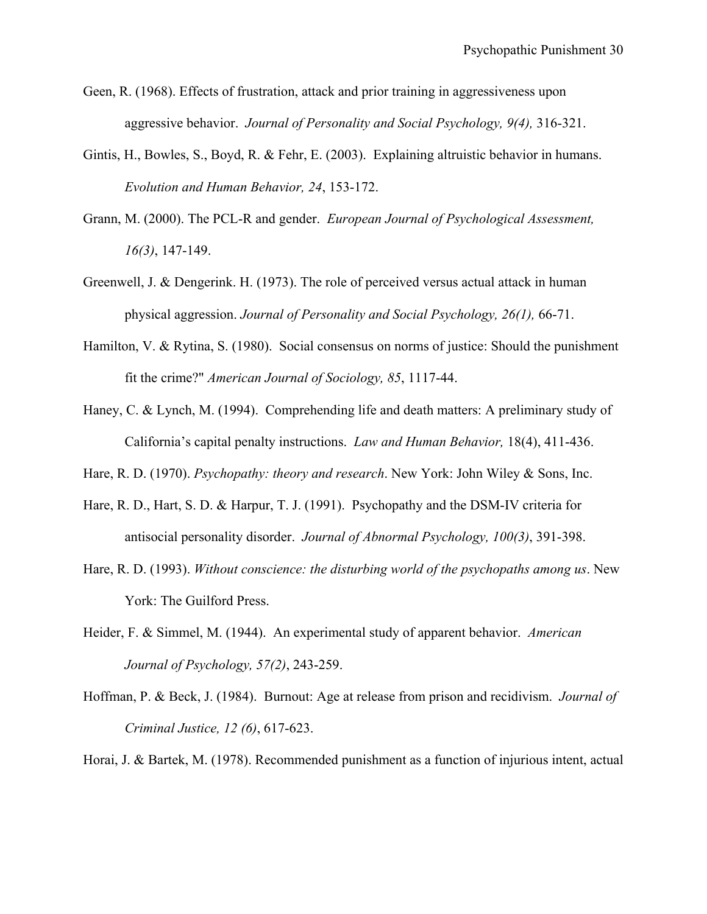Geen, R. (1968). Effects of frustration, attack and prior training in aggressiveness upon aggressive behavior. *Journal of Personality and Social Psychology, 9(4),* 316-321.

Gintis, H., Bowles, S., Boyd, R. & Fehr, E. (2003). Explaining altruistic behavior in humans. *Evolution and Human Behavior, 24*, 153-172.

Grann, M. (2000). The PCL-R and gender. *European Journal of Psychological Assessment, 16(3)*, 147-149.

Greenwell, J. & Dengerink. H. (1973). The role of perceived versus actual attack in human physical aggression. *Journal of Personality and Social Psychology, 26(1),* 66-71.

Hamilton, V. & Rytina, S. (1980). Social consensus on norms of justice: Should the punishment fit the crime?" *American Journal of Sociology, 85*, 1117-44.

Haney, C. & Lynch, M. (1994). Comprehending life and death matters: A preliminary study of California's capital penalty instructions. *Law and Human Behavior,* 18(4), 411-436.

Hare, R. D. (1970). *Psychopathy: theory and research*. New York: John Wiley & Sons, Inc.

Hare, R. D., Hart, S. D. & Harpur, T. J. (1991). Psychopathy and the DSM-IV criteria for antisocial personality disorder. *Journal of Abnormal Psychology, 100(3)*, 391-398.

Hare, R. D. (1993). *Without conscience: the disturbing world of the psychopaths among us*. New York: The Guilford Press.

Heider, F. & Simmel, M. (1944). An experimental study of apparent behavior. *American Journal of Psychology, 57(2)*, 243-259.

Hoffman, P. & Beck, J. (1984). Burnout: Age at release from prison and recidivism. *Journal of Criminal Justice, 12 (6)*, 617-623.

Horai, J. & Bartek, M. (1978). Recommended punishment as a function of injurious intent, actual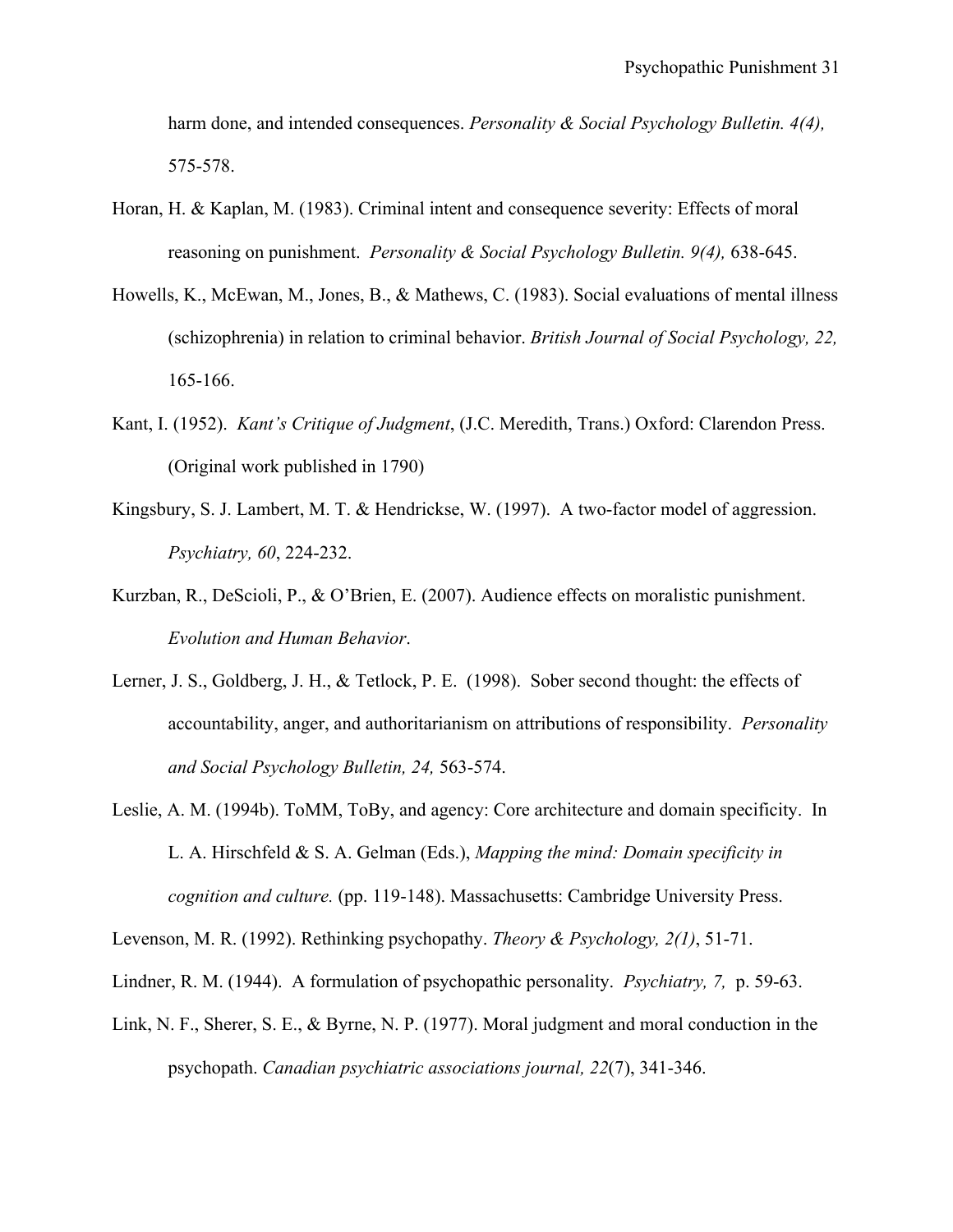harm done, and intended consequences. *Personality & Social Psychology Bulletin. 4(4),* 575-578.

Horan, H. & Kaplan, M. (1983). Criminal intent and consequence severity: Effects of moral reasoning on punishment. *Personality & Social Psychology Bulletin. 9(4),* 638-645.

Howells, K., McEwan, M., Jones, B., & Mathews, C. (1983). Social evaluations of mental illness (schizophrenia) in relation to criminal behavior. *British Journal of Social Psychology, 22,* 165-166.

Kant, I. (1952). *Kant's Critique of Judgment*, (J.C. Meredith, Trans.) Oxford: Clarendon Press. (Original work published in 1790)

Kingsbury, S. J. Lambert, M. T. & Hendrickse, W. (1997). A two-factor model of aggression. *Psychiatry, 60*, 224-232.

Kurzban, R., DeScioli, P., & O'Brien, E. (2007). Audience effects on moralistic punishment. *Evolution and Human Behavior*.

Lerner, J. S., Goldberg, J. H., & Tetlock, P. E. (1998). Sober second thought: the effects of accountability, anger, and authoritarianism on attributions of responsibility. *Personality and Social Psychology Bulletin, 24,* 563-574.

Leslie, A. M. (1994b). ToMM, ToBy, and agency: Core architecture and domain specificity. In L. A. Hirschfeld & S. A. Gelman (Eds.), *Mapping the mind: Domain specificity in cognition and culture.* (pp. 119-148). Massachusetts: Cambridge University Press.

Levenson, M. R. (1992). Rethinking psychopathy. *Theory & Psychology, 2(1)*, 51-71.

Lindner, R. M. (1944). A formulation of psychopathic personality. *Psychiatry, 7,* p. 59-63.

Link, N. F., Sherer, S. E., & Byrne, N. P. (1977). Moral judgment and moral conduction in the psychopath. *Canadian psychiatric associations journal, 22*(7), 341-346.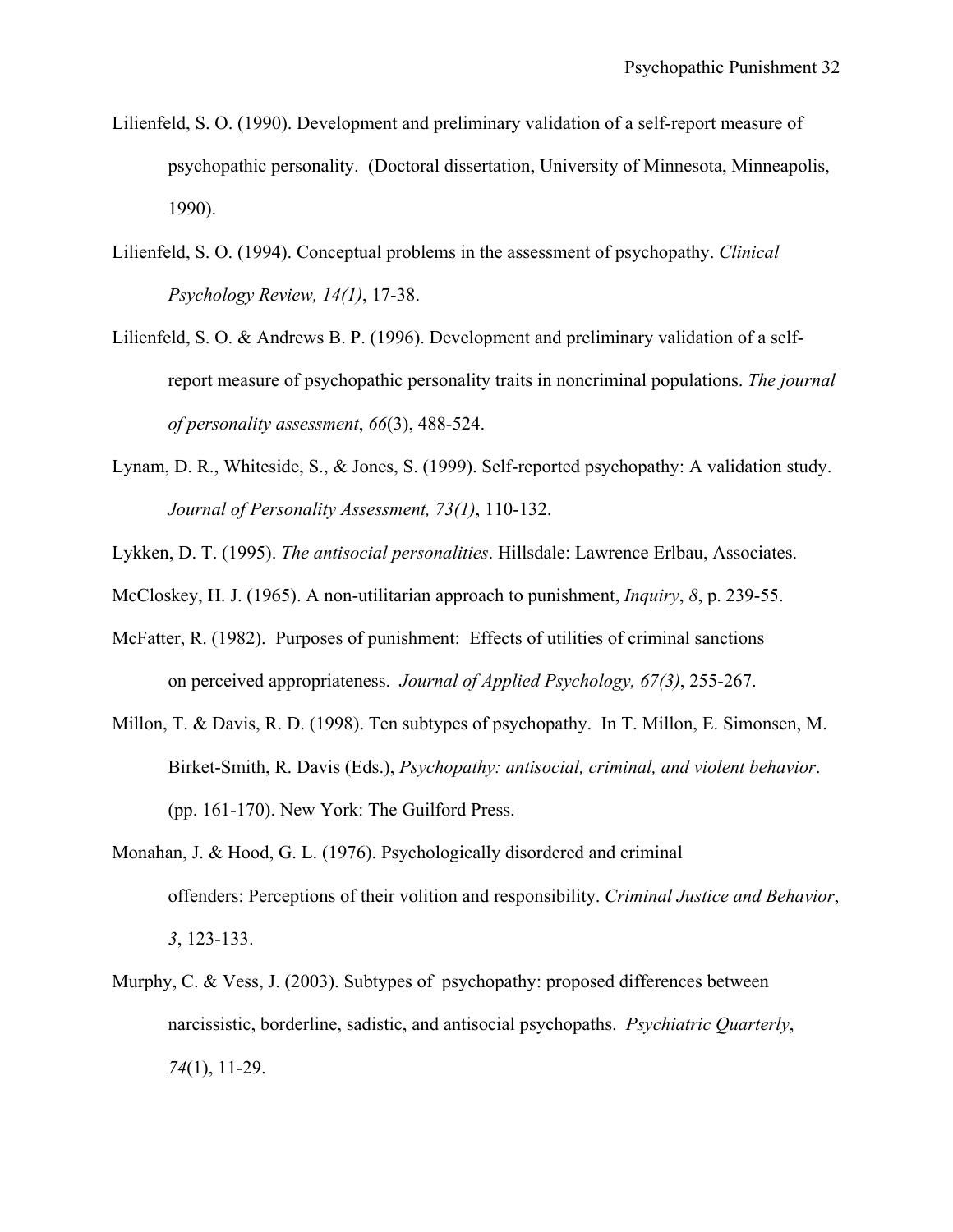Lilienfeld, S. O. (1990). Development and preliminary validation of a self-report measure of psychopathic personality. (Doctoral dissertation, University of Minnesota, Minneapolis, 1990).

Lilienfeld, S. O. (1994). Conceptual problems in the assessment of psychopathy. *Clinical Psychology Review, 14(1)*, 17-38.

Lilienfeld, S. O. & Andrews B. P. (1996). Development and preliminary validation of a self-report measure of psychopathic personality traits in noncriminal populations. *The journal of personality assessment*, *66*(3), 488-524.

Lynam, D. R., Whiteside, S., & Jones, S. (1999). Self-reported psychopathy: A validation study. *Journal of Personality Assessment, 73(1)*, 110-132.

Lykken, D. T. (1995). *The antisocial personalities*. Hillsdale: Lawrence Erlbau, Associates.

McCloskey, H. J. (1965). A non-utilitarian approach to punishment, *Inquiry*, *8*, p. 239-55.

McFatter, R. (1982). Purposes of punishment: Effects of utilities of criminal sanctions on perceived appropriateness. *Journal of Applied Psychology, 67(3)*, 255-267.

Millon, T. & Davis, R. D. (1998). Ten subtypes of psychopathy. In T. Millon, E. Simonsen, M. Birket-Smith, R. Davis (Eds.), *Psychopathy: antisocial, criminal, and violent behavior*. (pp. 161-170). New York: The Guilford Press.

Monahan, J. & Hood, G. L. (1976). Psychologically disordered and criminal offenders: Perceptions of their volition and responsibility. *Criminal Justice and Behavior*, *3*, 123-133.

Murphy, C. & Vess, J. (2003). Subtypes of psychopathy: proposed differences between narcissistic, borderline, sadistic, and antisocial psychopaths. *Psychiatric Quarterly*, *74*(1), 11-29.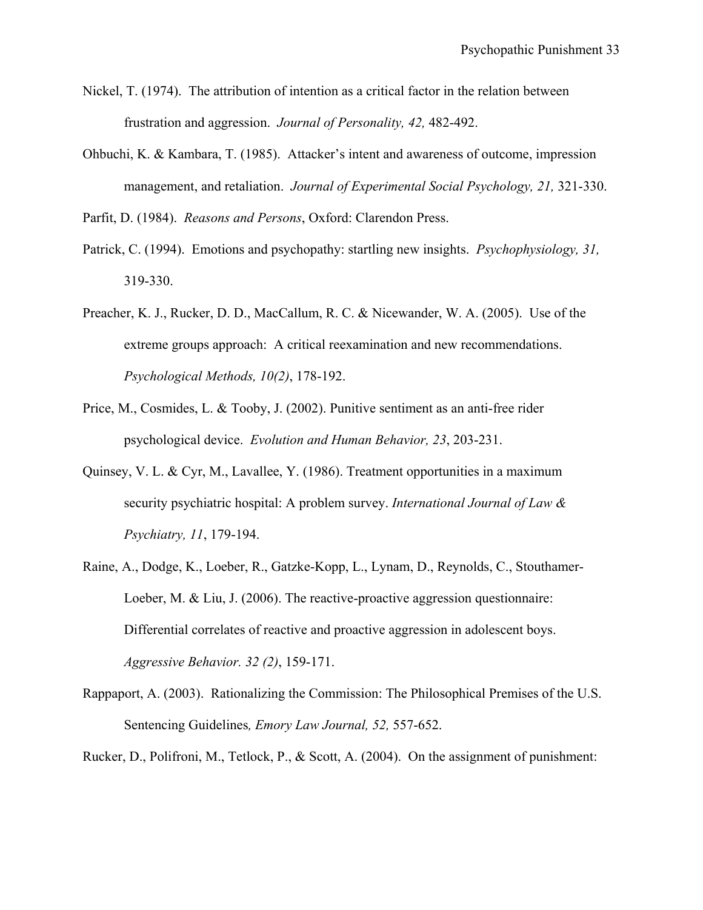Nickel, T. (1974). The attribution of intention as a critical factor in the relation between frustration and aggression. *Journal of Personality, 42,* 482-492.

Ohbuchi, K. & Kambara, T. (1985). Attacker's intent and awareness of outcome, impression management, and retaliation. *Journal of Experimental Social Psychology, 21,* 321-330.

Parfit, D. (1984). *Reasons and Persons*, Oxford: Clarendon Press.

Patrick, C. (1994). Emotions and psychopathy: startling new insights. *Psychophysiology, 31,* 319-330.

Preacher, K. J., Rucker, D. D., MacCallum, R. C. & Nicewander, W. A. (2005). Use of the extreme groups approach: A critical reexamination and new recommendations. *Psychological Methods, 10(2)*, 178-192.

Price, M., Cosmides, L. & Tooby, J. (2002). Punitive sentiment as an anti-free rider psychological device. *Evolution and Human Behavior, 23*, 203-231.

Quinsey, V. L. & Cyr, M., Lavallee, Y. (1986). Treatment opportunities in a maximum security psychiatric hospital: A problem survey. *International Journal of Law & Psychiatry, 11*, 179-194.

Raine, A., Dodge, K., Loeber, R., Gatzke-Kopp, L., Lynam, D., Reynolds, C., Stouthamer-Loeber, M. & Liu, J. (2006). The reactive-proactive aggression questionnaire: Differential correlates of reactive and proactive aggression in adolescent boys. *Aggressive Behavior. 32 (2)*, 159-171.

Rappaport, A. (2003). Rationalizing the Commission: The Philosophical Premises of the U.S. Sentencing Guidelines*, Emory Law Journal, 52,* 557-652.

Rucker, D., Polifroni, M., Tetlock, P., & Scott, A. (2004). On the assignment of punishment: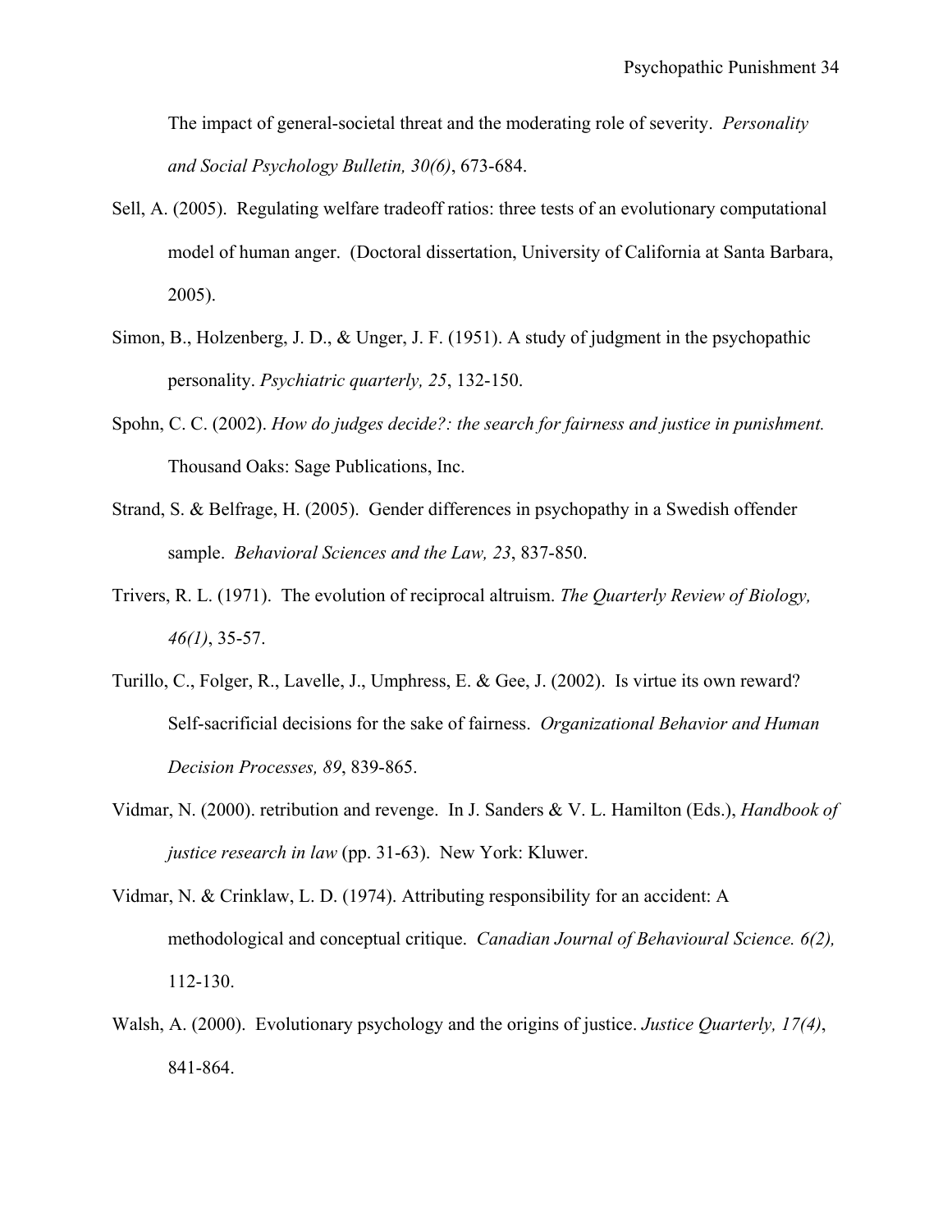The impact of general-societal threat and the moderating role of severity. *Personality and Social Psychology Bulletin, 30(6)*, 673-684.

Sell, A. (2005). Regulating welfare tradeoff ratios: three tests of an evolutionary computational model of human anger. (Doctoral dissertation, University of California at Santa Barbara, 2005).

Simon, B., Holzenberg, J. D., & Unger, J. F. (1951). A study of judgment in the psychopathic personality. *Psychiatric quarterly, 25*, 132-150.

Spohn, C. C. (2002). *How do judges decide?: the search for fairness and justice in punishment.* Thousand Oaks: Sage Publications, Inc.

Strand, S. & Belfrage, H. (2005). Gender differences in psychopathy in a Swedish offender sample. *Behavioral Sciences and the Law, 23*, 837-850.

Trivers, R. L. (1971). The evolution of reciprocal altruism. *The Quarterly Review of Biology, 46(1)*, 35-57.

Turillo, C., Folger, R., Lavelle, J., Umphress, E. & Gee, J. (2002). Is virtue its own reward? Self-sacrificial decisions for the sake of fairness. *Organizational Behavior and Human Decision Processes, 89*, 839-865.

Vidmar, N. (2000). retribution and revenge. In J. Sanders & V. L. Hamilton (Eds.), *Handbook of justice research in law* (pp. 31-63). New York: Kluwer.

Vidmar, N. & Crinklaw, L. D. (1974). Attributing responsibility for an accident: A methodological and conceptual critique. *Canadian Journal of Behavioural Science. 6(2),* 112-130.

Walsh, A. (2000). Evolutionary psychology and the origins of justice. *Justice Quarterly, 17(4)*, 841-864.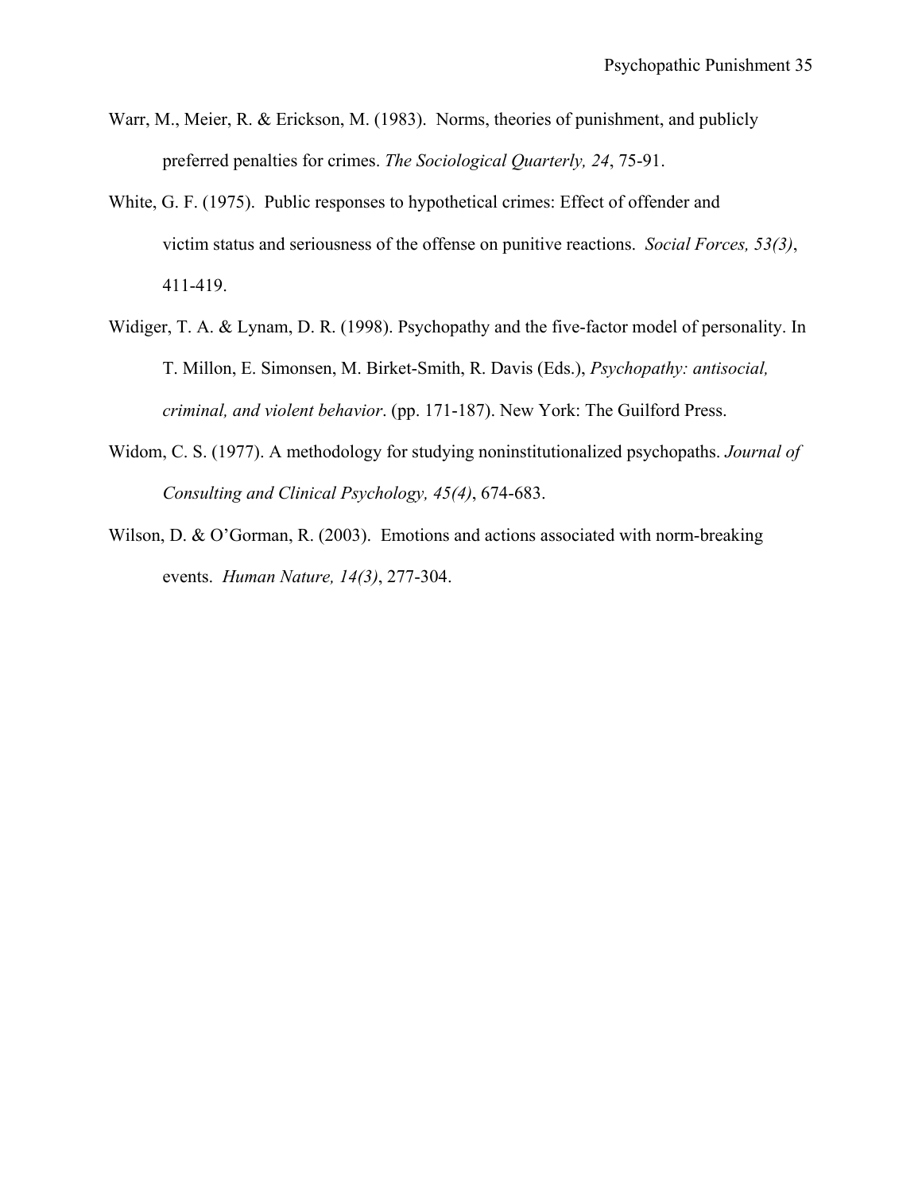Warr, M., Meier, R. & Erickson, M. (1983). Norms, theories of punishment, and publicly preferred penalties for crimes. *The Sociological Quarterly, 24*, 75-91.

White, G. F. (1975). Public responses to hypothetical crimes: Effect of offender and victim status and seriousness of the offense on punitive reactions. *Social Forces, 53(3)*, 411-419.

Widiger, T. A. & Lynam, D. R. (1998). Psychopathy and the five-factor model of personality. In T. Millon, E. Simonsen, M. Birket-Smith, R. Davis (Eds.), *Psychopathy: antisocial, criminal, and violent behavior*. (pp. 171-187). New York: The Guilford Press.

Widom, C. S. (1977). A methodology for studying noninstitutionalized psychopaths. *Journal of Consulting and Clinical Psychology, 45(4)*, 674-683.

Wilson, D. & O'Gorman, R. (2003). Emotions and actions associated with norm-breaking events. *Human Nature, 14(3)*, 277-304.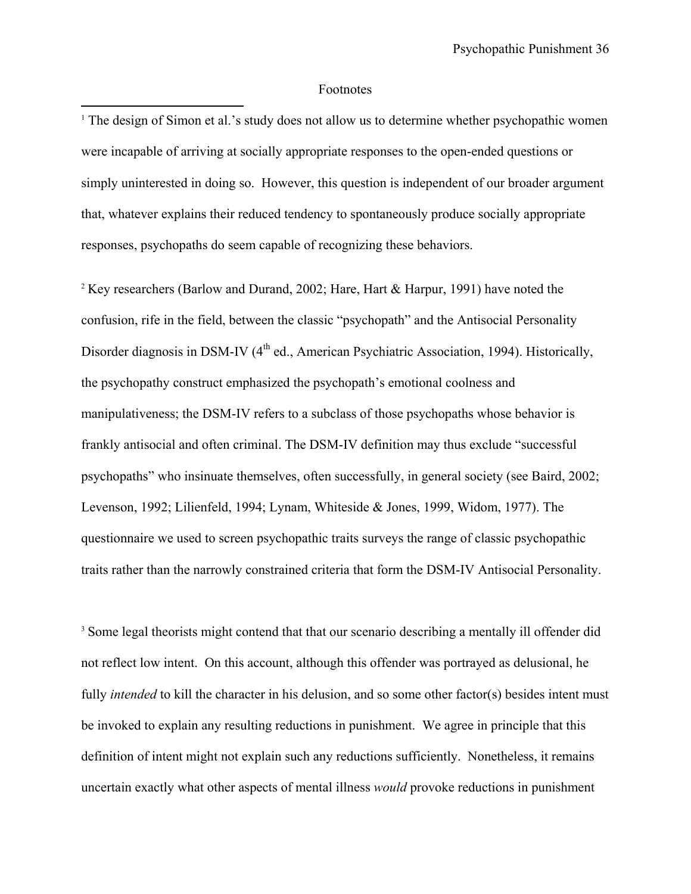## Footnotes

[1] The design of Simon et al.'s study does not allow us to determine whether psychopathic women were incapable of arriving at socially appropriate responses to the open-ended questions or simply uninterested in doing so. However, this question is independent of our broader argument that, whatever explains their reduced tendency to spontaneously produce socially appropriate responses, psychopaths do seem capable of recognizing these behaviors.

[2] Key researchers (Barlow and Durand, 2002; Hare, Hart & Harpur, 1991) have noted the confusion, rife in the field, between the classic "psychopath" and the Antisocial Personality Disorder diagnosis in DSM-IV (4th ed., American Psychiatric Association, 1994). Historically, the psychopathy construct emphasized the psychopath's emotional coolness and manipulativeness; the DSM-IV refers to a subclass of those psychopaths whose behavior is frankly antisocial and often criminal. The DSM-IV definition may thus exclude "successful psychopaths" who insinuate themselves, often successfully, in general society (see Baird, 2002; Levenson, 1992; Lilienfeld, 1994; Lynam, Whiteside & Jones, 1999, Widom, 1977). The questionnaire we used to screen psychopathic traits surveys the range of classic psychopathic traits rather than the narrowly constrained criteria that form the DSM-IV Antisocial Personality.

[3] Some legal theorists might contend that that our scenario describing a mentally ill offender did not reflect low intent. On this account, although this offender was portrayed as delusional, he fully *intended* to kill the character in his delusion, and so some other factor(s) besides intent must be invoked to explain any resulting reductions in punishment. We agree in principle that this definition of intent might not explain such any reductions sufficiently. Nonetheless, it remains uncertain exactly what other aspects of mental illness *would* provoke reductions in punishment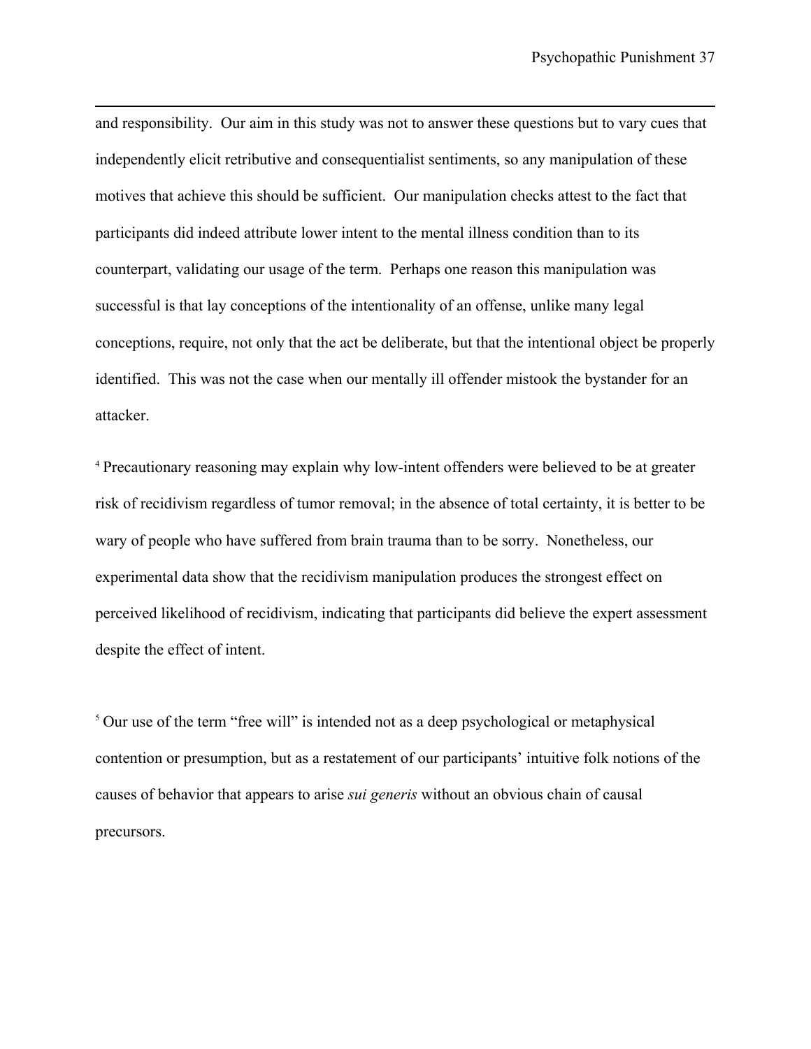and responsibility. Our aim in this study was not to answer these questions but to vary cues that independently elicit retributive and consequentialist sentiments, so any manipulation of these motives that achieve this should be sufficient. Our manipulation checks attest to the fact that participants did indeed attribute lower intent to the mental illness condition than to its counterpart, validating our usage of the term. Perhaps one reason this manipulation was successful is that lay conceptions of the intentionality of an offense, unlike many legal conceptions, require, not only that the act be deliberate, but that the intentional object be properly identified. This was not the case when our mentally ill offender mistook the bystander for an attacker.

[4] Precautionary reasoning may explain why low-intent offenders were believed to be at greater risk of recidivism regardless of tumor removal; in the absence of total certainty, it is better to be wary of people who have suffered from brain trauma than to be sorry. Nonetheless, our experimental data show that the recidivism manipulation produces the strongest effect on perceived likelihood of recidivism, indicating that participants did believe the expert assessment despite the effect of intent.

[5] Our use of the term "free will" is intended not as a deep psychological or metaphysical contention or presumption, but as a restatement of our participants' intuitive folk notions of the causes of behavior that appears to arise *sui generis* without an obvious chain of causal precursors.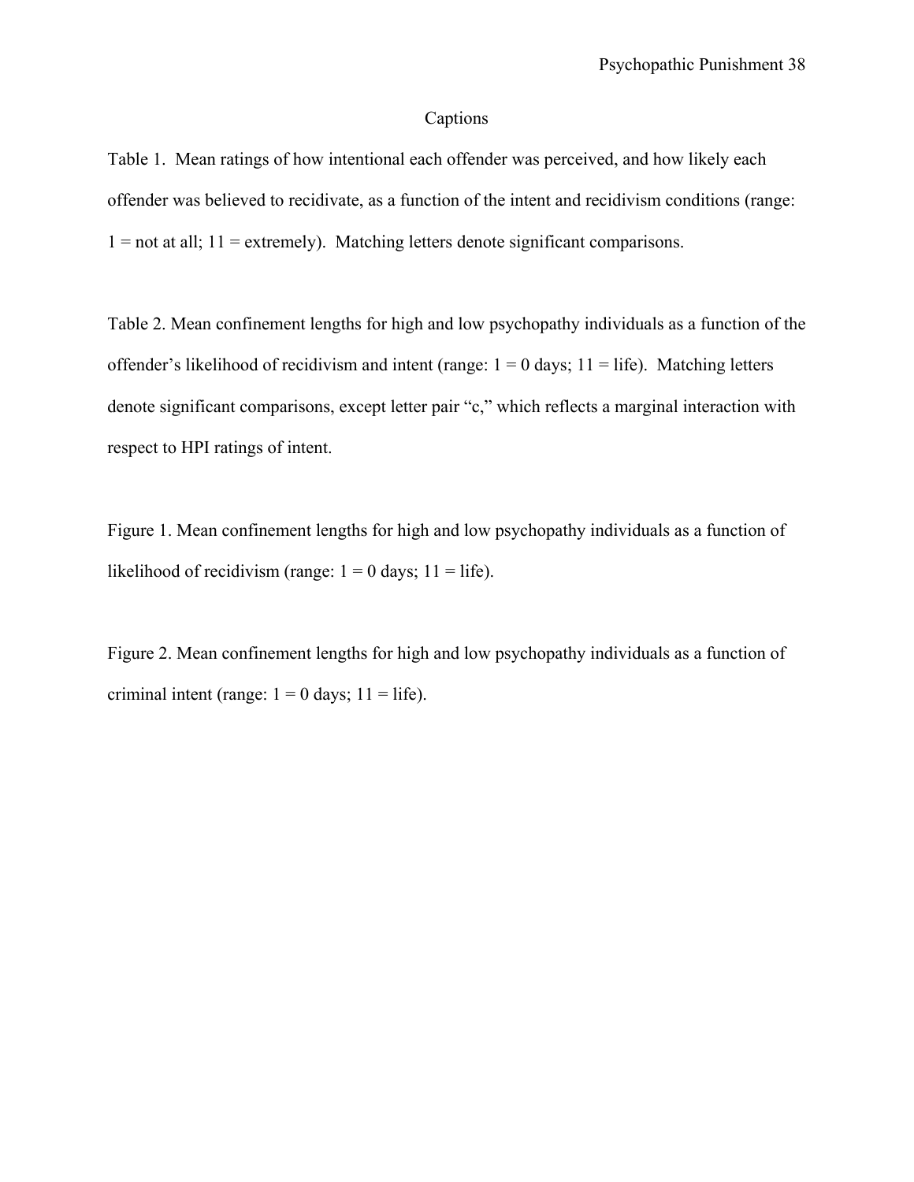## Captions

Table 1. Mean ratings of how intentional each offender was perceived, and how likely each offender was believed to recidivate, as a function of the intent and recidivism conditions (range: 1 = not at all; 11 = extremely). Matching letters denote significant comparisons.

Table 2. Mean confinement lengths for high and low psychopathy individuals as a function of the offender's likelihood of recidivism and intent (range: 1 = 0 days; 11 = life). Matching letters denote significant comparisons, except letter pair "c," which reflects a marginal interaction with respect to HPI ratings of intent.

Figure 1. Mean confinement lengths for high and low psychopathy individuals as a function of likelihood of recidivism (range: 1 = 0 days; 11 = life).

Figure 2. Mean confinement lengths for high and low psychopathy individuals as a function of criminal intent (range: 1 = 0 days; 11 = life).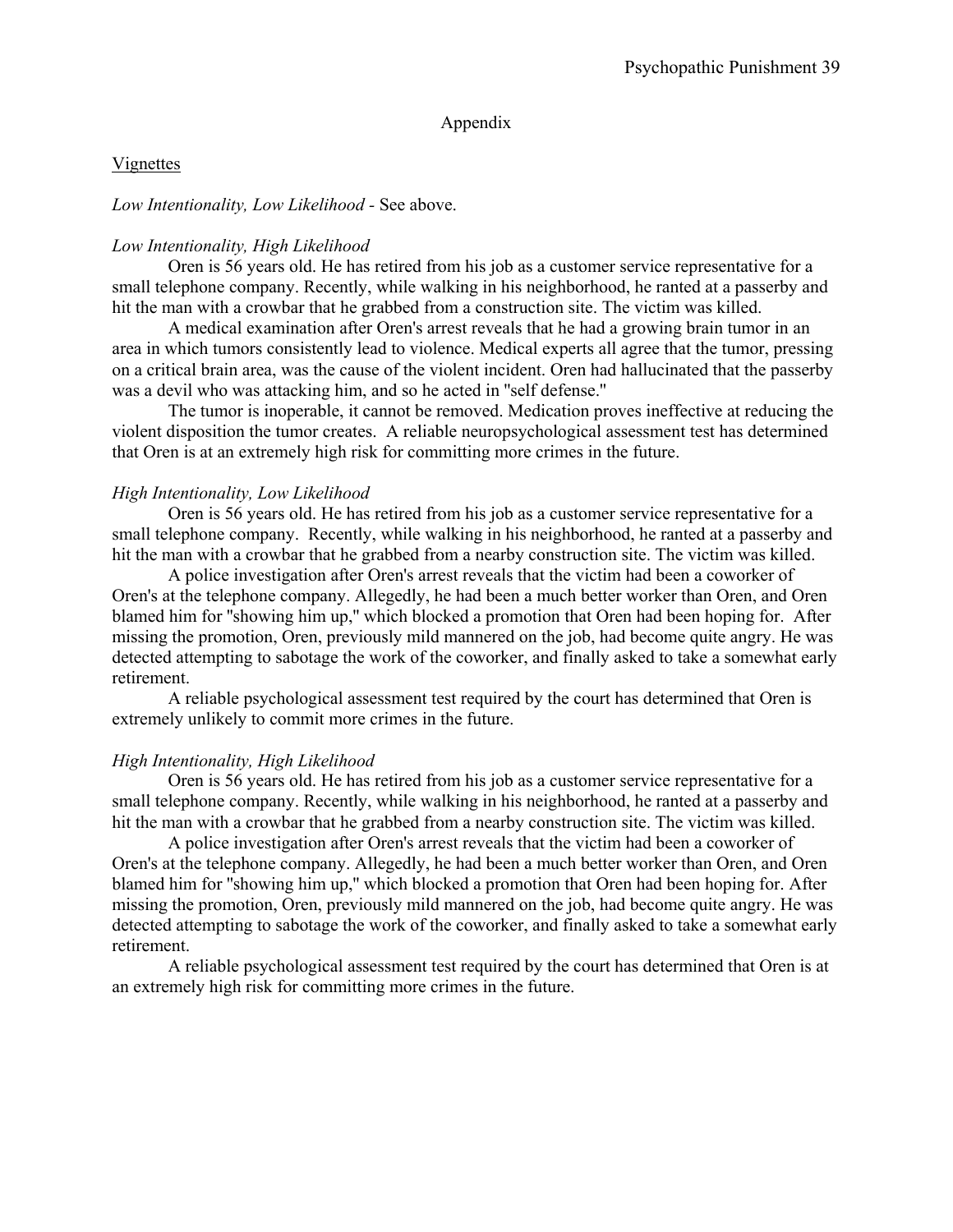## Appendix

### Vignettes

*Low Intentionality, Low Likelihood* - See above.

*Low Intentionality, High Likelihood*

Oren is 56 years old. He has retired from his job as a customer service representative for a small telephone company. Recently, while walking in his neighborhood, he ranted at a passerby and hit the man with a crowbar that he grabbed from a construction site. The victim was killed.

A medical examination after Oren's arrest reveals that he had a growing brain tumor in an area in which tumors consistently lead to violence. Medical experts all agree that the tumor, pressing on a critical brain area, was the cause of the violent incident. Oren had hallucinated that the passerby was a devil who was attacking him, and so he acted in "self defense."

The tumor is inoperable, it cannot be removed. Medication proves ineffective at reducing the violent disposition the tumor creates. A reliable neuropsychological assessment test has determined that Oren is at an extremely high risk for committing more crimes in the future.

*High Intentionality, Low Likelihood*

Oren is 56 years old. He has retired from his job as a customer service representative for a small telephone company. Recently, while walking in his neighborhood, he ranted at a passerby and hit the man with a crowbar that he grabbed from a nearby construction site. The victim was killed.

A police investigation after Oren's arrest reveals that the victim had been a coworker of Oren's at the telephone company. Allegedly, he had been a much better worker than Oren, and Oren blamed him for "showing him up," which blocked a promotion that Oren had been hoping for. After missing the promotion, Oren, previously mild mannered on the job, had become quite angry. He was detected attempting to sabotage the work of the coworker, and finally asked to take a somewhat early retirement.

A reliable psychological assessment test required by the court has determined that Oren is extremely unlikely to commit more crimes in the future.

*High Intentionality, High Likelihood*

Oren is 56 years old. He has retired from his job as a customer service representative for a small telephone company. Recently, while walking in his neighborhood, he ranted at a passerby and hit the man with a crowbar that he grabbed from a nearby construction site. The victim was killed.

A police investigation after Oren's arrest reveals that the victim had been a coworker of Oren's at the telephone company. Allegedly, he had been a much better worker than Oren, and Oren blamed him for "showing him up," which blocked a promotion that Oren had been hoping for. After missing the promotion, Oren, previously mild mannered on the job, had become quite angry. He was detected attempting to sabotage the work of the coworker, and finally asked to take a somewhat early retirement.

A reliable psychological assessment test required by the court has determined that Oren is at an extremely high risk for committing more crimes in the future.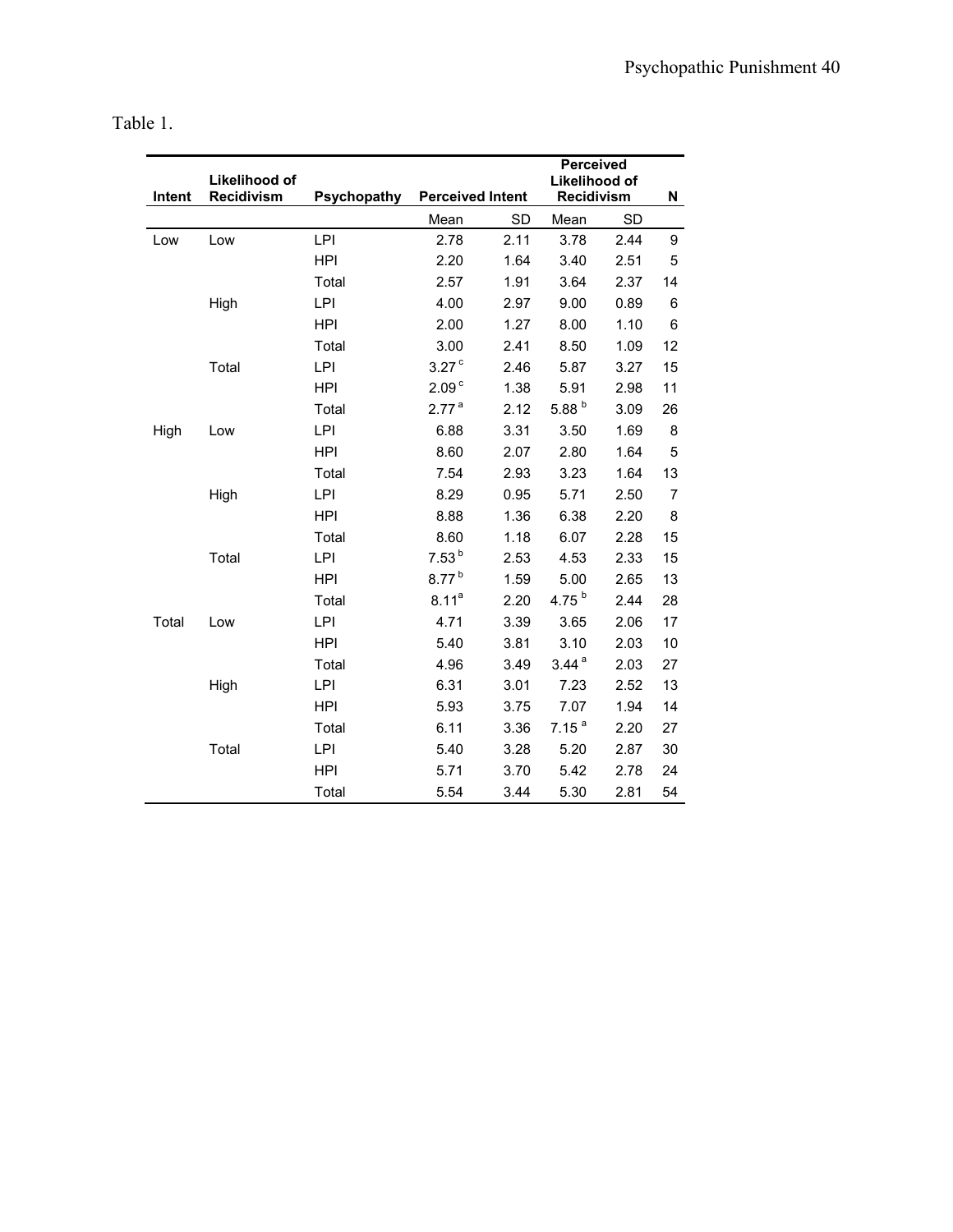Table 1.

| Intent | Likelihood of Recidivism | Psychopathy | Perceived Intent | | Perceived Likelihood of Recidivism | | N |
|---|---|---|---|---|---|---|---|
| | | | Mean | SD | Mean | SD | |
| Low | Low | LPI | 2.78 | 2.11 | 3.78 | 2.44 | 9 |
| | | HPI | 2.20 | 1.64 | 3.40 | 2.51 | 5 |
| | | Total | 2.57 | 1.91 | 3.64 | 2.37 | 14 |
| | High | LPI | 4.00 | 2.97 | 9.00 | 0.89 | 6 |
| | | HPI | 2.00 | 1.27 | 8.00 | 1.10 | 6 |
| | | Total | 3.00 | 2.41 | 8.50 | 1.09 | 12 |
| | Total | LPI | 3.27 [c] | 2.46 | 5.87 | 3.27 | 15 |
| | | HPI | 2.09 [c] | 1.38 | 5.91 | 2.98 | 11 |
| | | Total | 2.77 [a] | 2.12 | 5.88 [b] | 3.09 | 26 |
| High | Low | LPI | 6.88 | 3.31 | 3.50 | 1.69 | 8 |
| | | HPI | 8.60 | 2.07 | 2.80 | 1.64 | 5 |
| | | Total | 7.54 | 2.93 | 3.23 | 1.64 | 13 |
| | High | LPI | 8.29 | 0.95 | 5.71 | 2.50 | 7 |
| | | HPI | 8.88 | 1.36 | 6.38 | 2.20 | 8 |
| | | Total | 8.60 | 1.18 | 6.07 | 2.28 | 15 |
| | Total | LPI | 7.53 [b] | 2.53 | 4.53 | 2.33 | 15 |
| | | HPI | 8.77 [b] | 1.59 | 5.00 | 2.65 | 13 |
| | | Total | 8.11 [a] | 2.20 | 4.75 [b] | 2.44 | 28 |
| Total | Low | LPI | 4.71 | 3.39 | 3.65 | 2.06 | 17 |
| | | HPI | 5.40 | 3.81 | 3.10 | 2.03 | 10 |
| | | Total | 4.96 | 3.49 | 3.44 [a] | 2.03 | 27 |
| | High | LPI | 6.31 | 3.01 | 7.23 | 2.52 | 13 |
| | | HPI | 5.93 | 3.75 | 7.07 | 1.94 | 14 |
| | | Total | 6.11 | 3.36 | 7.15 [a] | 2.20 | 27 |
| | Total | LPI | 5.40 | 3.28 | 5.20 | 2.87 | 30 |
| | | HPI | 5.71 | 3.70 | 5.42 | 2.78 | 24 |
| | | Total | 5.54 | 3.44 | 5.30 | 2.81 | 54 |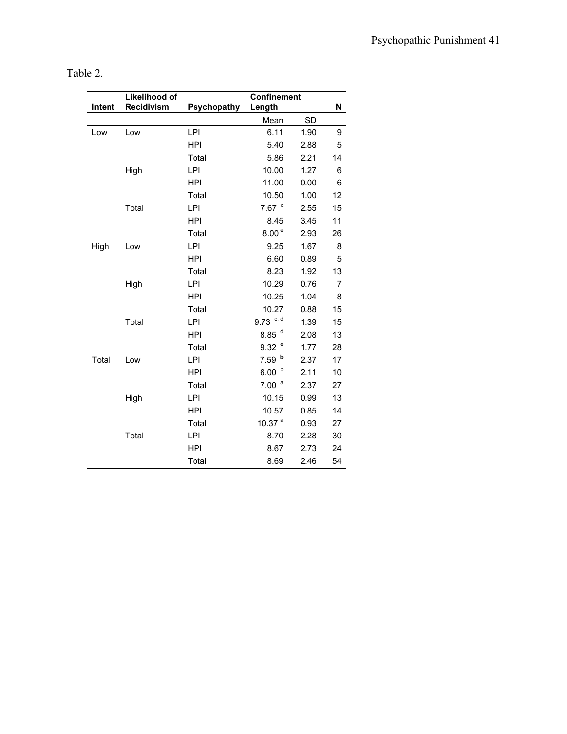Table 2.

| Intent | Likelihood of Recidivism | Psychopathy | Confinement Length | | N |
|---|---|---|---|---|---|
| | | | Mean | SD | |
| Low | Low | LPI | 6.11 | 1.90 | 9 |
| | | HPI | 5.40 | 2.88 | 5 |
| | | Total | 5.86 | 2.21 | 14 |
| | High | LPI | 10.00 | 1.27 | 6 |
| | | HPI | 11.00 | 0.00 | 6 |
| | | Total | 10.50 | 1.00 | 12 |
| | Total | LPI | 7.67 [c] | 2.55 | 15 |
| | | HPI | 8.45 | 3.45 | 11 |
| | | Total | 8.00 [e] | 2.93 | 26 |
| High | Low | LPI | 9.25 | 1.67 | 8 |
| | | HPI | 6.60 | 0.89 | 5 |
| | | Total | 8.23 | 1.92 | 13 |
| | High | LPI | 10.29 | 0.76 | 7 |
| | | HPI | 10.25 | 1.04 | 8 |
| | | Total | 10.27 | 0.88 | 15 |
| | Total | LPI | 9.73 [c, d] | 1.39 | 15 |
| | | HPI | 8.85 [d] | 2.08 | 13 |
| | | Total | 9.32 [e] | 1.77 | 28 |
| Total | Low | LPI | 7.59 [b] | 2.37 | 17 |
| | | HPI | 6.00 [b] | 2.11 | 10 |
| | | Total | 7.00 [a] | 2.37 | 27 |
| | High | LPI | 10.15 | 0.99 | 13 |
| | | HPI | 10.57 | 0.85 | 14 |
| | | Total | 10.37 [a] | 0.93 | 27 |
| | Total | LPI | 8.70 | 2.28 | 30 |
| | | HPI | 8.67 | 2.73 | 24 |
| | | Total | 8.69 | 2.46 | 54 |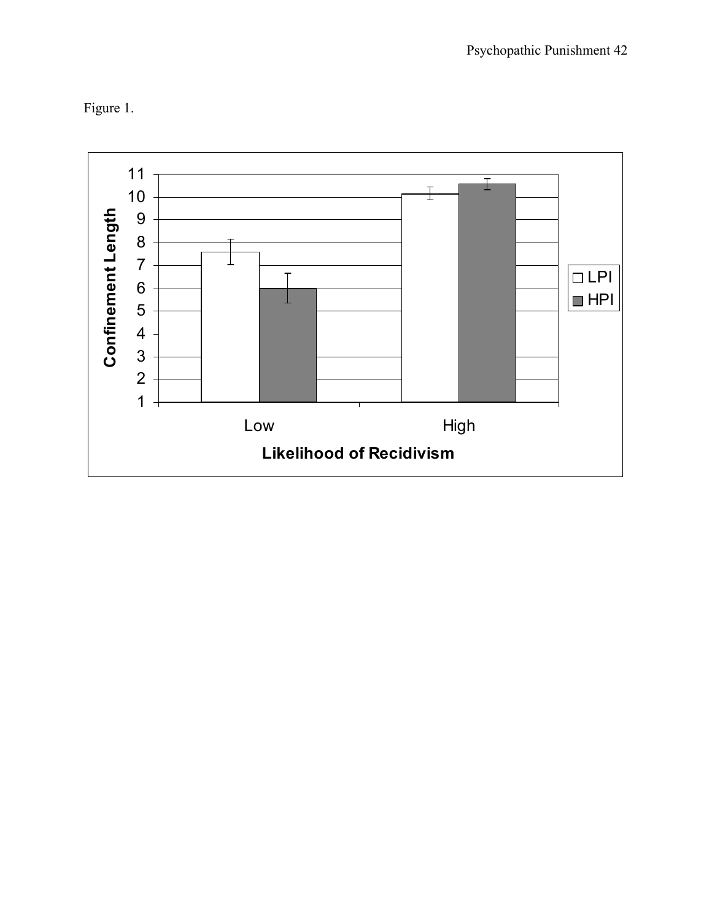Figure 1.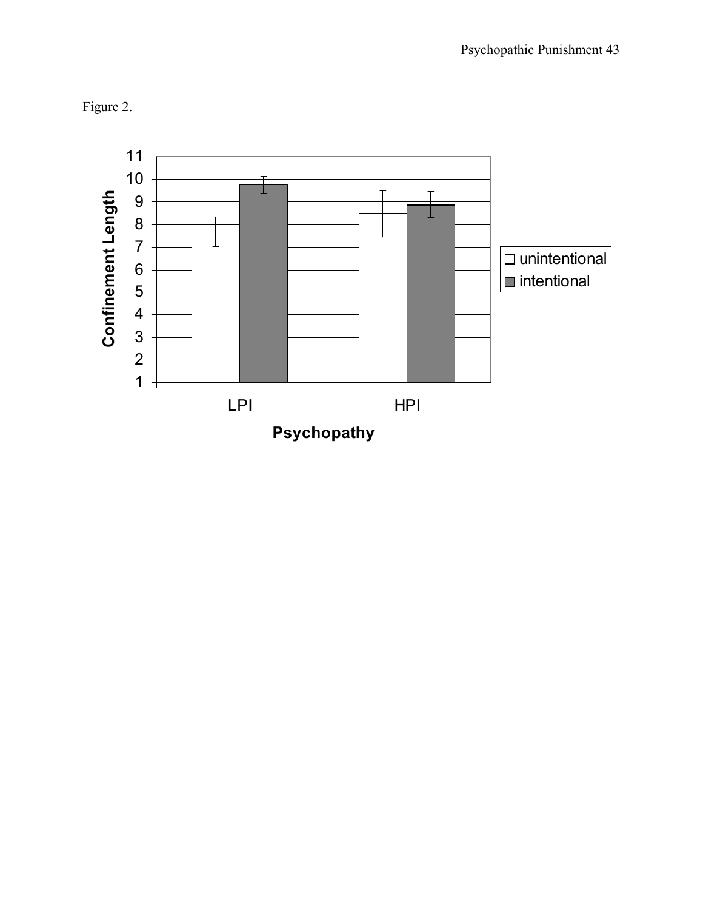Figure 2.

11
10
9
8
7
6
5
4
3
2
1

Confinement Length

LPI
HPI

Psychopathy

unintentional
intentional